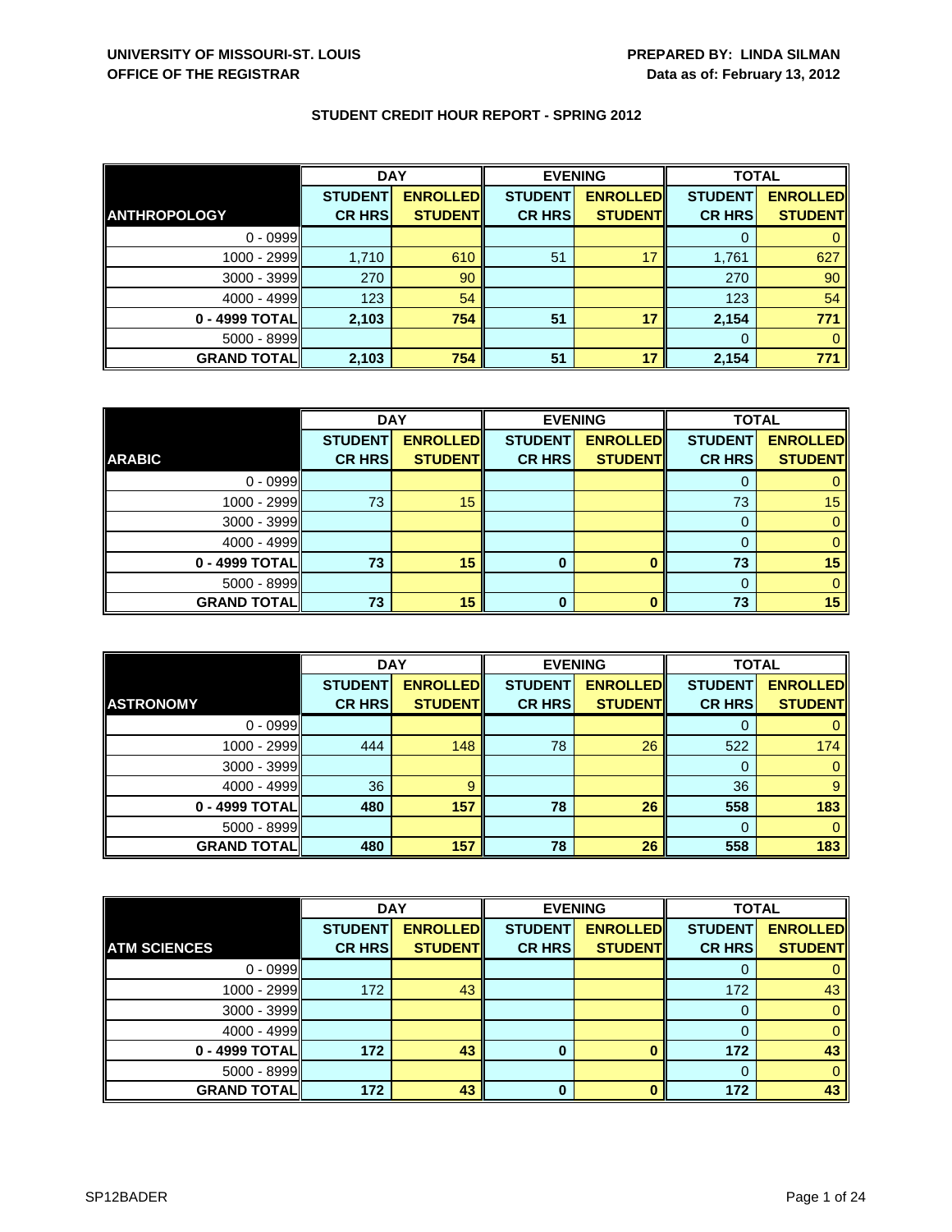**UNIVERSITY OF MISSOURI-ST. LOUIS**
**OFFICE OF THE REGISTRAR**

**PREPARED BY: LINDA SILMAN**
**Data as of: February 13, 2012**

## STUDENT CREDIT HOUR REPORT - SPRING 2012

| | DAY | | EVENING | | TOTAL | |
|---|---|---|---|---|---|---|
| **ANTHROPOLOGY** | **STUDENT CR HRS** | **ENROLLED STUDENT** | **STUDENT CR HRS** | **ENROLLED STUDENT** | **STUDENT CR HRS** | **ENROLLED STUDENT** |
| 0 - 0999 | | | | | 0 | 0 |
| 1000 - 2999 | 1,710 | 610 | 51 | 17 | 1,761 | 627 |
| 3000 - 3999 | 270 | 90 | | | 270 | 90 |
| 4000 - 4999 | 123 | 54 | | | 123 | 54 |
| **0 - 4999 TOTAL** | **2,103** | **754** | **51** | **17** | **2,154** | **771** |
| 5000 - 8999 | | | | | 0 | 0 |
| **GRAND TOTAL** | **2,103** | **754** | **51** | **17** | **2,154** | **771** |

| | DAY | | EVENING | | TOTAL | |
|---|---|---|---|---|---|---|
| **ARABIC** | **STUDENT CR HRS** | **ENROLLED STUDENT** | **STUDENT CR HRS** | **ENROLLED STUDENT** | **STUDENT CR HRS** | **ENROLLED STUDENT** |
| 0 - 0999 | | | | | 0 | 0 |
| 1000 - 2999 | 73 | 15 | | | 73 | 15 |
| 3000 - 3999 | | | | | 0 | 0 |
| 4000 - 4999 | | | | | 0 | 0 |
| **0 - 4999 TOTAL** | **73** | **15** | **0** | **0** | **73** | **15** |
| 5000 - 8999 | | | | | 0 | 0 |
| **GRAND TOTAL** | **73** | **15** | **0** | **0** | **73** | **15** |

| | DAY | | EVENING | | TOTAL | |
|---|---|---|---|---|---|---|
| **ASTRONOMY** | **STUDENT CR HRS** | **ENROLLED STUDENT** | **STUDENT CR HRS** | **ENROLLED STUDENT** | **STUDENT CR HRS** | **ENROLLED STUDENT** |
| 0 - 0999 | | | | | 0 | 0 |
| 1000 - 2999 | 444 | 148 | 78 | 26 | 522 | 174 |
| 3000 - 3999 | | | | | 0 | 0 |
| 4000 - 4999 | 36 | 9 | | | 36 | 9 |
| **0 - 4999 TOTAL** | **480** | **157** | **78** | **26** | **558** | **183** |
| 5000 - 8999 | | | | | 0 | 0 |
| **GRAND TOTAL** | **480** | **157** | **78** | **26** | **558** | **183** |

| | DAY | | EVENING | | TOTAL | |
|---|---|---|---|---|---|---|
| **ATM SCIENCES** | **STUDENT CR HRS** | **ENROLLED STUDENT** | **STUDENT CR HRS** | **ENROLLED STUDENT** | **STUDENT CR HRS** | **ENROLLED STUDENT** |
| 0 - 0999 | | | | | 0 | 0 |
| 1000 - 2999 | 172 | 43 | | | 172 | 43 |
| 3000 - 3999 | | | | | 0 | 0 |
| 4000 - 4999 | | | | | 0 | 0 |
| **0 - 4999 TOTAL** | **172** | **43** | **0** | **0** | **172** | **43** |
| 5000 - 8999 | | | | | 0 | 0 |
| **GRAND TOTAL** | **172** | **43** | **0** | **0** | **172** | **43** |

SP12BADER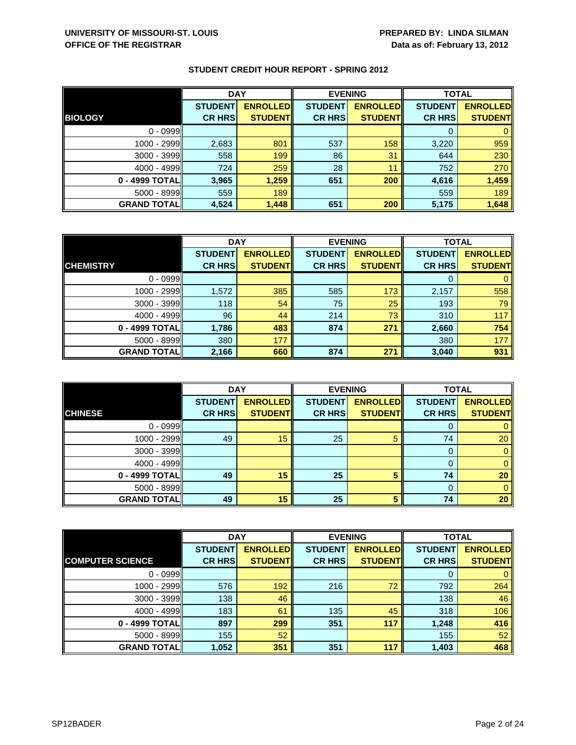**UNIVERSITY OF MISSOURI-ST. LOUIS**
**OFFICE OF THE REGISTRAR**

**PREPARED BY: LINDA SILMAN**
**Data as of: February 13, 2012**

## STUDENT CREDIT HOUR REPORT - SPRING 2012

| | DAY | | EVENING | | TOTAL | |
|---|---|---|---|---|---|---|
| **BIOLOGY** | **STUDENT CR HRS** | **ENROLLED STUDENT** | **STUDENT CR HRS** | **ENROLLED STUDENT** | **STUDENT CR HRS** | **ENROLLED STUDENT** |
| 0 - 0999 | | | | | 0 | 0 |
| 1000 - 2999 | 2,683 | 801 | 537 | 158 | 3,220 | 959 |
| 3000 - 3999 | 558 | 199 | 86 | 31 | 644 | 230 |
| 4000 - 4999 | 724 | 259 | 28 | 11 | 752 | 270 |
| **0 - 4999 TOTAL** | **3,965** | **1,259** | **651** | **200** | **4,616** | **1,459** |
| 5000 - 8999 | 559 | 189 | | | 559 | 189 |
| **GRAND TOTAL** | **4,524** | **1,448** | **651** | **200** | **5,175** | **1,648** |

| | DAY | | EVENING | | TOTAL | |
|---|---|---|---|---|---|---|
| **CHEMISTRY** | **STUDENT CR HRS** | **ENROLLED STUDENT** | **STUDENT CR HRS** | **ENROLLED STUDENT** | **STUDENT CR HRS** | **ENROLLED STUDENT** |
| 0 - 0999 | | | | | 0 | 0 |
| 1000 - 2999 | 1,572 | 385 | 585 | 173 | 2,157 | 558 |
| 3000 - 3999 | 118 | 54 | 75 | 25 | 193 | 79 |
| 4000 - 4999 | 96 | 44 | 214 | 73 | 310 | 117 |
| **0 - 4999 TOTAL** | **1,786** | **483** | **874** | **271** | **2,660** | **754** |
| 5000 - 8999 | 380 | 177 | | | 380 | 177 |
| **GRAND TOTAL** | **2,166** | **660** | **874** | **271** | **3,040** | **931** |

| | DAY | | EVENING | | TOTAL | |
|---|---|---|---|---|---|---|
| **CHINESE** | **STUDENT CR HRS** | **ENROLLED STUDENT** | **STUDENT CR HRS** | **ENROLLED STUDENT** | **STUDENT CR HRS** | **ENROLLED STUDENT** |
| 0 - 0999 | | | | | 0 | 0 |
| 1000 - 2999 | 49 | 15 | 25 | 5 | 74 | 20 |
| 3000 - 3999 | | | | | 0 | 0 |
| 4000 - 4999 | | | | | 0 | 0 |
| **0 - 4999 TOTAL** | **49** | **15** | **25** | **5** | **74** | **20** |
| 5000 - 8999 | | | | | 0 | 0 |
| **GRAND TOTAL** | **49** | **15** | **25** | **5** | **74** | **20** |

| | DAY | | EVENING | | TOTAL | |
|---|---|---|---|---|---|---|
| **COMPUTER SCIENCE** | **STUDENT CR HRS** | **ENROLLED STUDENT** | **STUDENT CR HRS** | **ENROLLED STUDENT** | **STUDENT CR HRS** | **ENROLLED STUDENT** |
| 0 - 0999 | | | | | 0 | 0 |
| 1000 - 2999 | 576 | 192 | 216 | 72 | 792 | 264 |
| 3000 - 3999 | 138 | 46 | | | 138 | 46 |
| 4000 - 4999 | 183 | 61 | 135 | 45 | 318 | 106 |
| **0 - 4999 TOTAL** | **897** | **299** | **351** | **117** | **1,248** | **416** |
| 5000 - 8999 | 155 | 52 | | | 155 | 52 |
| **GRAND TOTAL** | **1,052** | **351** | **351** | **117** | **1,403** | **468** |

SP12BADER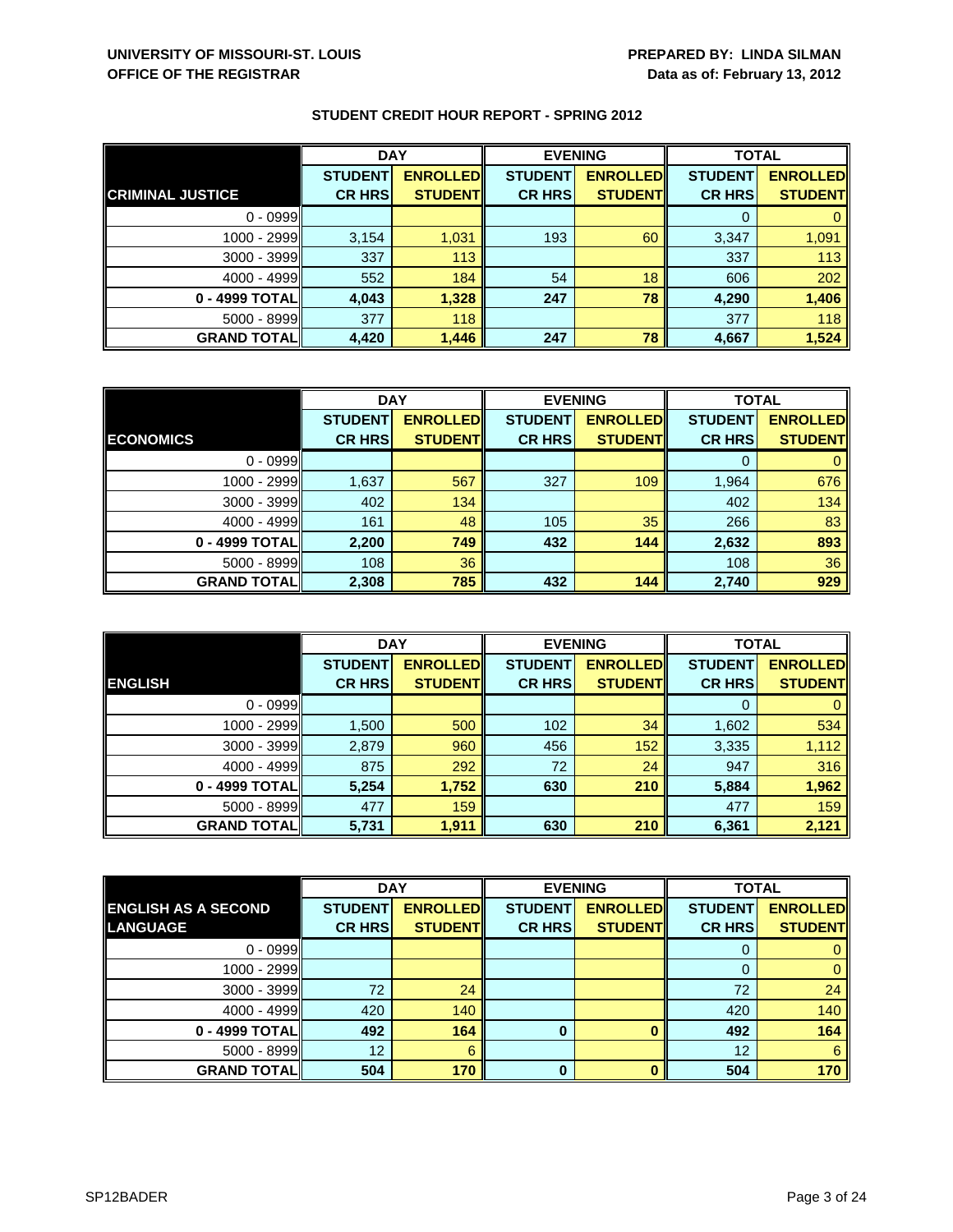**UNIVERSITY OF MISSOURI-ST. LOUIS**
**OFFICE OF THE REGISTRAR**

**PREPARED BY: LINDA SILMAN**
**Data as of: February 13, 2012**

## STUDENT CREDIT HOUR REPORT - SPRING 2012

| | DAY | | EVENING | | TOTAL | |
|---|---|---|---|---|---|---|
| **CRIMINAL JUSTICE** | **STUDENT CR HRS** | **ENROLLED STUDENT** | **STUDENT CR HRS** | **ENROLLED STUDENT** | **STUDENT CR HRS** | **ENROLLED STUDENT** |
| 0 - 0999 | | | | | 0 | 0 |
| 1000 - 2999 | 3,154 | 1,031 | 193 | 60 | 3,347 | 1,091 |
| 3000 - 3999 | 337 | 113 | | | 337 | 113 |
| 4000 - 4999 | 552 | 184 | 54 | 18 | 606 | 202 |
| **0 - 4999 TOTAL** | **4,043** | **1,328** | **247** | **78** | **4,290** | **1,406** |
| 5000 - 8999 | 377 | 118 | | | 377 | 118 |
| **GRAND TOTAL** | **4,420** | **1,446** | **247** | **78** | **4,667** | **1,524** |

| | DAY | | EVENING | | TOTAL | |
|---|---|---|---|---|---|---|
| **ECONOMICS** | **STUDENT CR HRS** | **ENROLLED STUDENT** | **STUDENT CR HRS** | **ENROLLED STUDENT** | **STUDENT CR HRS** | **ENROLLED STUDENT** |
| 0 - 0999 | | | | | 0 | 0 |
| 1000 - 2999 | 1,637 | 567 | 327 | 109 | 1,964 | 676 |
| 3000 - 3999 | 402 | 134 | | | 402 | 134 |
| 4000 - 4999 | 161 | 48 | 105 | 35 | 266 | 83 |
| **0 - 4999 TOTAL** | **2,200** | **749** | **432** | **144** | **2,632** | **893** |
| 5000 - 8999 | 108 | 36 | | | 108 | 36 |
| **GRAND TOTAL** | **2,308** | **785** | **432** | **144** | **2,740** | **929** |

| | DAY | | EVENING | | TOTAL | |
|---|---|---|---|---|---|---|
| **ENGLISH** | **STUDENT CR HRS** | **ENROLLED STUDENT** | **STUDENT CR HRS** | **ENROLLED STUDENT** | **STUDENT CR HRS** | **ENROLLED STUDENT** |
| 0 - 0999 | | | | | 0 | 0 |
| 1000 - 2999 | 1,500 | 500 | 102 | 34 | 1,602 | 534 |
| 3000 - 3999 | 2,879 | 960 | 456 | 152 | 3,335 | 1,112 |
| 4000 - 4999 | 875 | 292 | 72 | 24 | 947 | 316 |
| **0 - 4999 TOTAL** | **5,254** | **1,752** | **630** | **210** | **5,884** | **1,962** |
| 5000 - 8999 | 477 | 159 | | | 477 | 159 |
| **GRAND TOTAL** | **5,731** | **1,911** | **630** | **210** | **6,361** | **2,121** |

| | DAY | | EVENING | | TOTAL | |
|---|---|---|---|---|---|---|
| **ENGLISH AS A SECOND LANGUAGE** | **STUDENT CR HRS** | **ENROLLED STUDENT** | **STUDENT CR HRS** | **ENROLLED STUDENT** | **STUDENT CR HRS** | **ENROLLED STUDENT** |
| 0 - 0999 | | | | | 0 | 0 |
| 1000 - 2999 | | | | | 0 | 0 |
| 3000 - 3999 | 72 | 24 | | | 72 | 24 |
| 4000 - 4999 | 420 | 140 | | | 420 | 140 |
| **0 - 4999 TOTAL** | **492** | **164** | **0** | **0** | **492** | **164** |
| 5000 - 8999 | 12 | 6 | | | 12 | 6 |
| **GRAND TOTAL** | **504** | **170** | **0** | **0** | **504** | **170** |

SP12BADER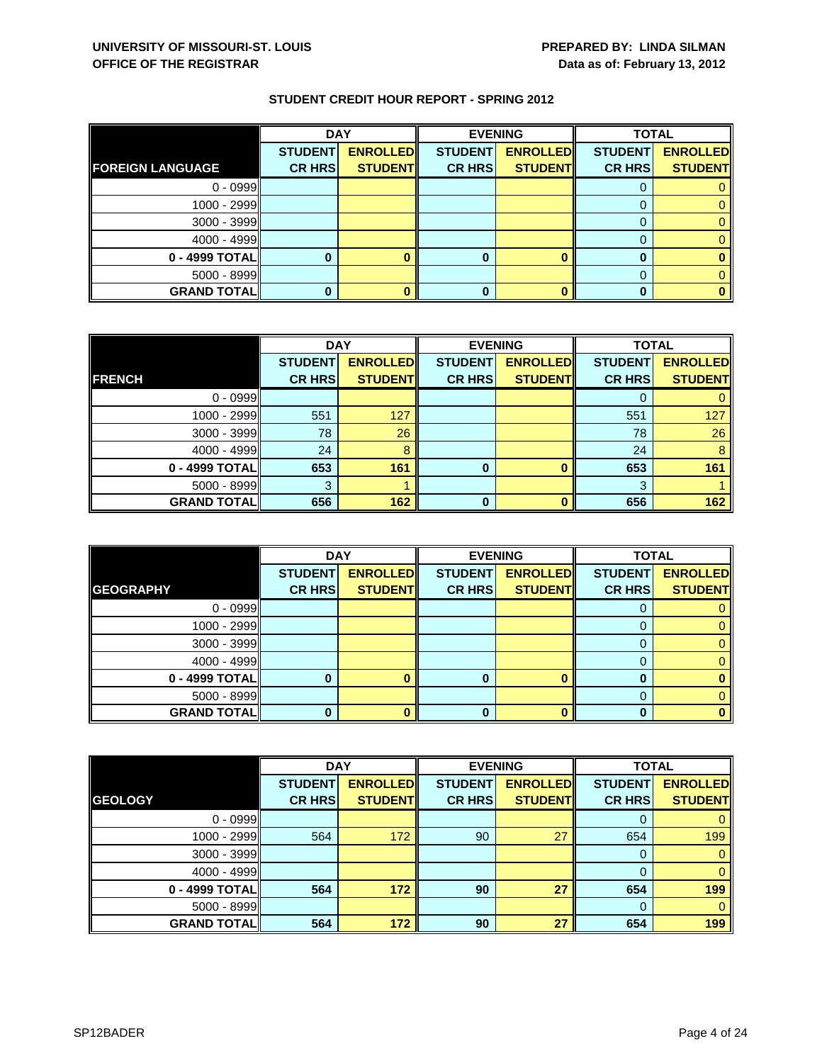**UNIVERSITY OF MISSOURI-ST. LOUIS**
**OFFICE OF THE REGISTRAR**

**PREPARED BY: LINDA SILMAN**
**Data as of: February 13, 2012**

## STUDENT CREDIT HOUR REPORT - SPRING 2012

| | DAY | | EVENING | | TOTAL | |
|---|---|---|---|---|---|---|
| **FOREIGN LANGUAGE** | **STUDENT CR HRS** | **ENROLLED STUDENT** | **STUDENT CR HRS** | **ENROLLED STUDENT** | **STUDENT CR HRS** | **ENROLLED STUDENT** |
| 0 - 0999 | | | | | 0 | 0 |
| 1000 - 2999 | | | | | 0 | 0 |
| 3000 - 3999 | | | | | 0 | 0 |
| 4000 - 4999 | | | | | 0 | 0 |
| **0 - 4999 TOTAL** | **0** | **0** | **0** | **0** | **0** | **0** |
| 5000 - 8999 | | | | | 0 | 0 |
| **GRAND TOTAL** | **0** | **0** | **0** | **0** | **0** | **0** |

| | DAY | | EVENING | | TOTAL | |
|---|---|---|---|---|---|---|
| **FRENCH** | **STUDENT CR HRS** | **ENROLLED STUDENT** | **STUDENT CR HRS** | **ENROLLED STUDENT** | **STUDENT CR HRS** | **ENROLLED STUDENT** |
| 0 - 0999 | | | | | 0 | 0 |
| 1000 - 2999 | 551 | 127 | | | 551 | 127 |
| 3000 - 3999 | 78 | 26 | | | 78 | 26 |
| 4000 - 4999 | 24 | 8 | | | 24 | 8 |
| **0 - 4999 TOTAL** | **653** | **161** | **0** | **0** | **653** | **161** |
| 5000 - 8999 | 3 | 1 | | | 3 | 1 |
| **GRAND TOTAL** | **656** | **162** | **0** | **0** | **656** | **162** |

| | DAY | | EVENING | | TOTAL | |
|---|---|---|---|---|---|---|
| **GEOGRAPHY** | **STUDENT CR HRS** | **ENROLLED STUDENT** | **STUDENT CR HRS** | **ENROLLED STUDENT** | **STUDENT CR HRS** | **ENROLLED STUDENT** |
| 0 - 0999 | | | | | 0 | 0 |
| 1000 - 2999 | | | | | 0 | 0 |
| 3000 - 3999 | | | | | 0 | 0 |
| 4000 - 4999 | | | | | 0 | 0 |
| **0 - 4999 TOTAL** | **0** | **0** | **0** | **0** | **0** | **0** |
| 5000 - 8999 | | | | | 0 | 0 |
| **GRAND TOTAL** | **0** | **0** | **0** | **0** | **0** | **0** |

| | DAY | | EVENING | | TOTAL | |
|---|---|---|---|---|---|---|
| **GEOLOGY** | **STUDENT CR HRS** | **ENROLLED STUDENT** | **STUDENT CR HRS** | **ENROLLED STUDENT** | **STUDENT CR HRS** | **ENROLLED STUDENT** |
| 0 - 0999 | | | | | 0 | 0 |
| 1000 - 2999 | 564 | 172 | 90 | 27 | 654 | 199 |
| 3000 - 3999 | | | | | 0 | 0 |
| 4000 - 4999 | | | | | 0 | 0 |
| **0 - 4999 TOTAL** | **564** | **172** | **90** | **27** | **654** | **199** |
| 5000 - 8999 | | | | | 0 | 0 |
| **GRAND TOTAL** | **564** | **172** | **90** | **27** | **654** | **199** |

SP12BADER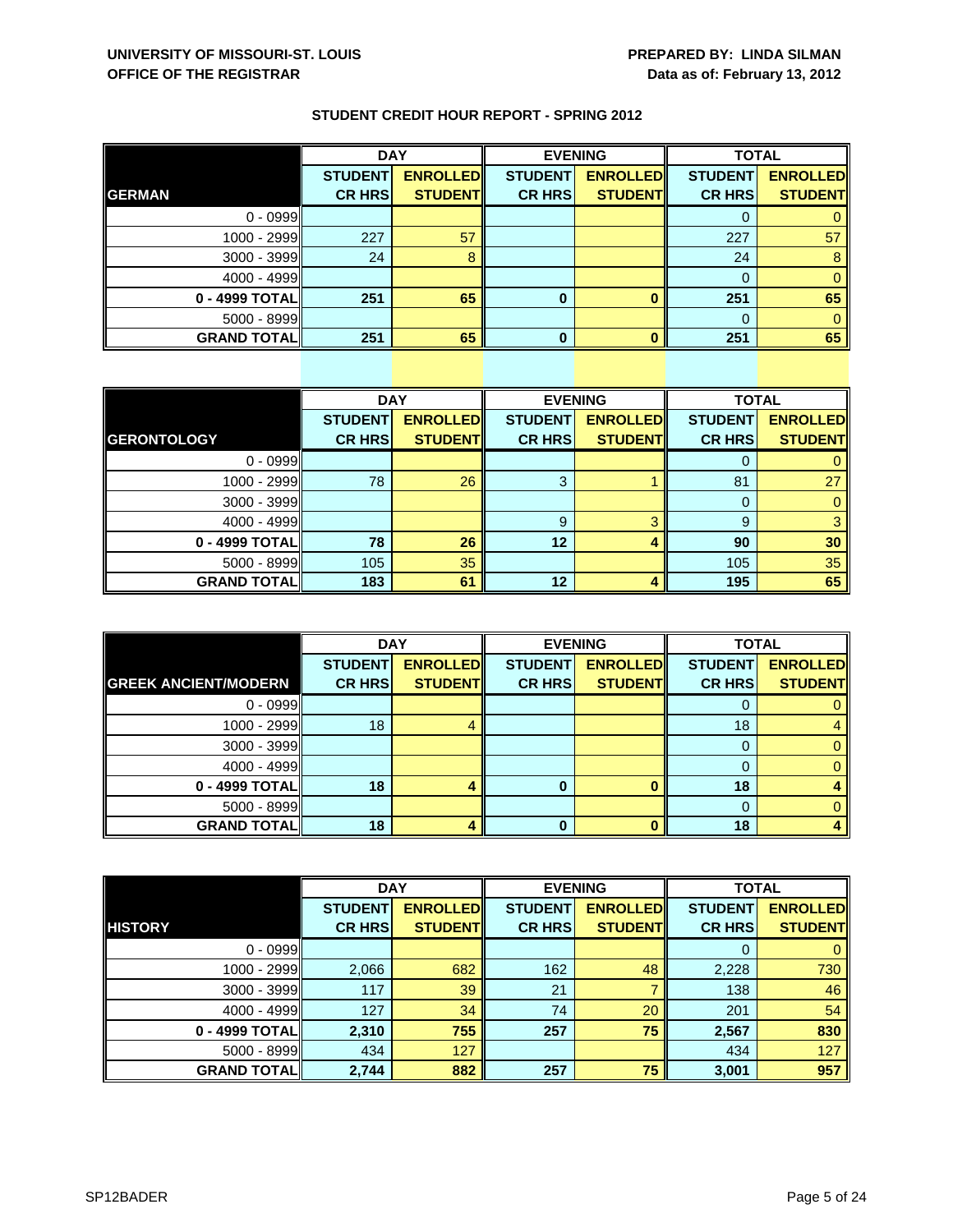**UNIVERSITY OF MISSOURI-ST. LOUIS**
**OFFICE OF THE REGISTRAR**

**PREPARED BY: LINDA SILMAN**
**Data as of: February 13, 2012**

## STUDENT CREDIT HOUR REPORT - SPRING 2012

| | DAY | | EVENING | | TOTAL | |
|---|---|---|---|---|---|---|
| **GERMAN** | **STUDENT CR HRS** | **ENROLLED STUDENT** | **STUDENT CR HRS** | **ENROLLED STUDENT** | **STUDENT CR HRS** | **ENROLLED STUDENT** |
| 0 - 0999 | | | | | 0 | 0 |
| 1000 - 2999 | 227 | 57 | | | 227 | 57 |
| 3000 - 3999 | 24 | 8 | | | 24 | 8 |
| 4000 - 4999 | | | | | 0 | 0 |
| **0 - 4999 TOTAL** | **251** | **65** | **0** | **0** | **251** | **65** |
| 5000 - 8999 | | | | | 0 | 0 |
| **GRAND TOTAL** | **251** | **65** | **0** | **0** | **251** | **65** |

| | DAY | | EVENING | | TOTAL | |
|---|---|---|---|---|---|---|
| **GERONTOLOGY** | **STUDENT CR HRS** | **ENROLLED STUDENT** | **STUDENT CR HRS** | **ENROLLED STUDENT** | **STUDENT CR HRS** | **ENROLLED STUDENT** |
| 0 - 0999 | | | | | 0 | 0 |
| 1000 - 2999 | 78 | 26 | 3 | 1 | 81 | 27 |
| 3000 - 3999 | | | | | 0 | 0 |
| 4000 - 4999 | | | 9 | 3 | 9 | 3 |
| **0 - 4999 TOTAL** | **78** | **26** | **12** | **4** | **90** | **30** |
| 5000 - 8999 | 105 | 35 | | | 105 | 35 |
| **GRAND TOTAL** | **183** | **61** | **12** | **4** | **195** | **65** |

| | DAY | | EVENING | | TOTAL | |
|---|---|---|---|---|---|---|
| **GREEK ANCIENT/MODERN** | **STUDENT CR HRS** | **ENROLLED STUDENT** | **STUDENT CR HRS** | **ENROLLED STUDENT** | **STUDENT CR HRS** | **ENROLLED STUDENT** |
| 0 - 0999 | | | | | 0 | 0 |
| 1000 - 2999 | 18 | 4 | | | 18 | 4 |
| 3000 - 3999 | | | | | 0 | 0 |
| 4000 - 4999 | | | | | 0 | 0 |
| **0 - 4999 TOTAL** | **18** | **4** | **0** | **0** | **18** | **4** |
| 5000 - 8999 | | | | | 0 | 0 |
| **GRAND TOTAL** | **18** | **4** | **0** | **0** | **18** | **4** |

| | DAY | | EVENING | | TOTAL | |
|---|---|---|---|---|---|---|
| **HISTORY** | **STUDENT CR HRS** | **ENROLLED STUDENT** | **STUDENT CR HRS** | **ENROLLED STUDENT** | **STUDENT CR HRS** | **ENROLLED STUDENT** |
| 0 - 0999 | | | | | 0 | 0 |
| 1000 - 2999 | 2,066 | 682 | 162 | 48 | 2,228 | 730 |
| 3000 - 3999 | 117 | 39 | 21 | 7 | 138 | 46 |
| 4000 - 4999 | 127 | 34 | 74 | 20 | 201 | 54 |
| **0 - 4999 TOTAL** | **2,310** | **755** | **257** | **75** | **2,567** | **830** |
| 5000 - 8999 | 434 | 127 | | | 434 | 127 |
| **GRAND TOTAL** | **2,744** | **882** | **257** | **75** | **3,001** | **957** |

SP12BADER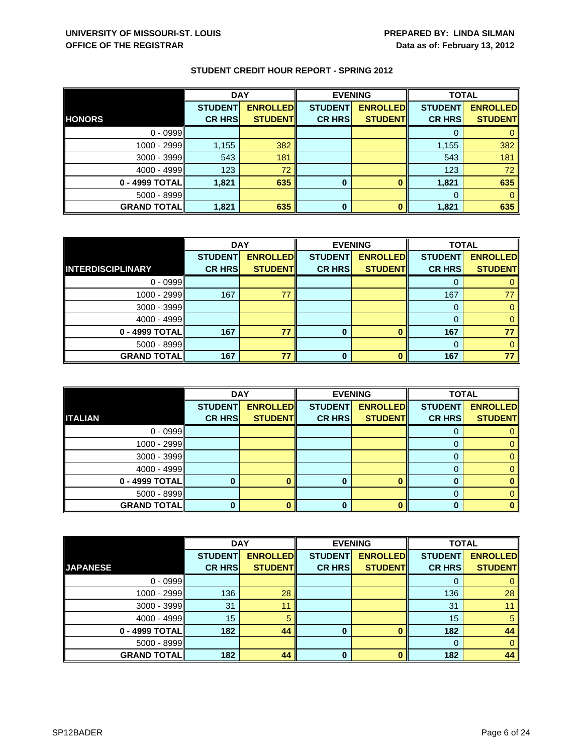**UNIVERSITY OF MISSOURI-ST. LOUIS**
**OFFICE OF THE REGISTRAR**

**PREPARED BY: LINDA SILMAN**
**Data as of: February 13, 2012**

## STUDENT CREDIT HOUR REPORT - SPRING 2012

| | DAY | | EVENING | | TOTAL | |
|---|---|---|---|---|---|---|
| **HONORS** | **STUDENT CR HRS** | **ENROLLED STUDENT** | **STUDENT CR HRS** | **ENROLLED STUDENT** | **STUDENT CR HRS** | **ENROLLED STUDENT** |
| 0 - 0999 | | | | | 0 | 0 |
| 1000 - 2999 | 1,155 | 382 | | | 1,155 | 382 |
| 3000 - 3999 | 543 | 181 | | | 543 | 181 |
| 4000 - 4999 | 123 | 72 | | | 123 | 72 |
| **0 - 4999 TOTAL** | **1,821** | **635** | **0** | **0** | **1,821** | **635** |
| 5000 - 8999 | | | | | 0 | 0 |
| **GRAND TOTAL** | **1,821** | **635** | **0** | **0** | **1,821** | **635** |

| | DAY | | EVENING | | TOTAL | |
|---|---|---|---|---|---|---|
| **INTERDISCIPLINARY** | **STUDENT CR HRS** | **ENROLLED STUDENT** | **STUDENT CR HRS** | **ENROLLED STUDENT** | **STUDENT CR HRS** | **ENROLLED STUDENT** |
| 0 - 0999 | | | | | 0 | 0 |
| 1000 - 2999 | 167 | 77 | | | 167 | 77 |
| 3000 - 3999 | | | | | 0 | 0 |
| 4000 - 4999 | | | | | 0 | 0 |
| **0 - 4999 TOTAL** | **167** | **77** | **0** | **0** | **167** | **77** |
| 5000 - 8999 | | | | | 0 | 0 |
| **GRAND TOTAL** | **167** | **77** | **0** | **0** | **167** | **77** |

| | DAY | | EVENING | | TOTAL | |
|---|---|---|---|---|---|---|
| **ITALIAN** | **STUDENT CR HRS** | **ENROLLED STUDENT** | **STUDENT CR HRS** | **ENROLLED STUDENT** | **STUDENT CR HRS** | **ENROLLED STUDENT** |
| 0 - 0999 | | | | | 0 | 0 |
| 1000 - 2999 | | | | | 0 | 0 |
| 3000 - 3999 | | | | | 0 | 0 |
| 4000 - 4999 | | | | | 0 | 0 |
| **0 - 4999 TOTAL** | **0** | **0** | **0** | **0** | **0** | **0** |
| 5000 - 8999 | | | | | 0 | 0 |
| **GRAND TOTAL** | **0** | **0** | **0** | **0** | **0** | **0** |

| | DAY | | EVENING | | TOTAL | |
|---|---|---|---|---|---|---|
| **JAPANESE** | **STUDENT CR HRS** | **ENROLLED STUDENT** | **STUDENT CR HRS** | **ENROLLED STUDENT** | **STUDENT CR HRS** | **ENROLLED STUDENT** |
| 0 - 0999 | | | | | 0 | 0 |
| 1000 - 2999 | 136 | 28 | | | 136 | 28 |
| 3000 - 3999 | 31 | 11 | | | 31 | 11 |
| 4000 - 4999 | 15 | 5 | | | 15 | 5 |
| **0 - 4999 TOTAL** | **182** | **44** | **0** | **0** | **182** | **44** |
| 5000 - 8999 | | | | | 0 | 0 |
| **GRAND TOTAL** | **182** | **44** | **0** | **0** | **182** | **44** |

SP12BADER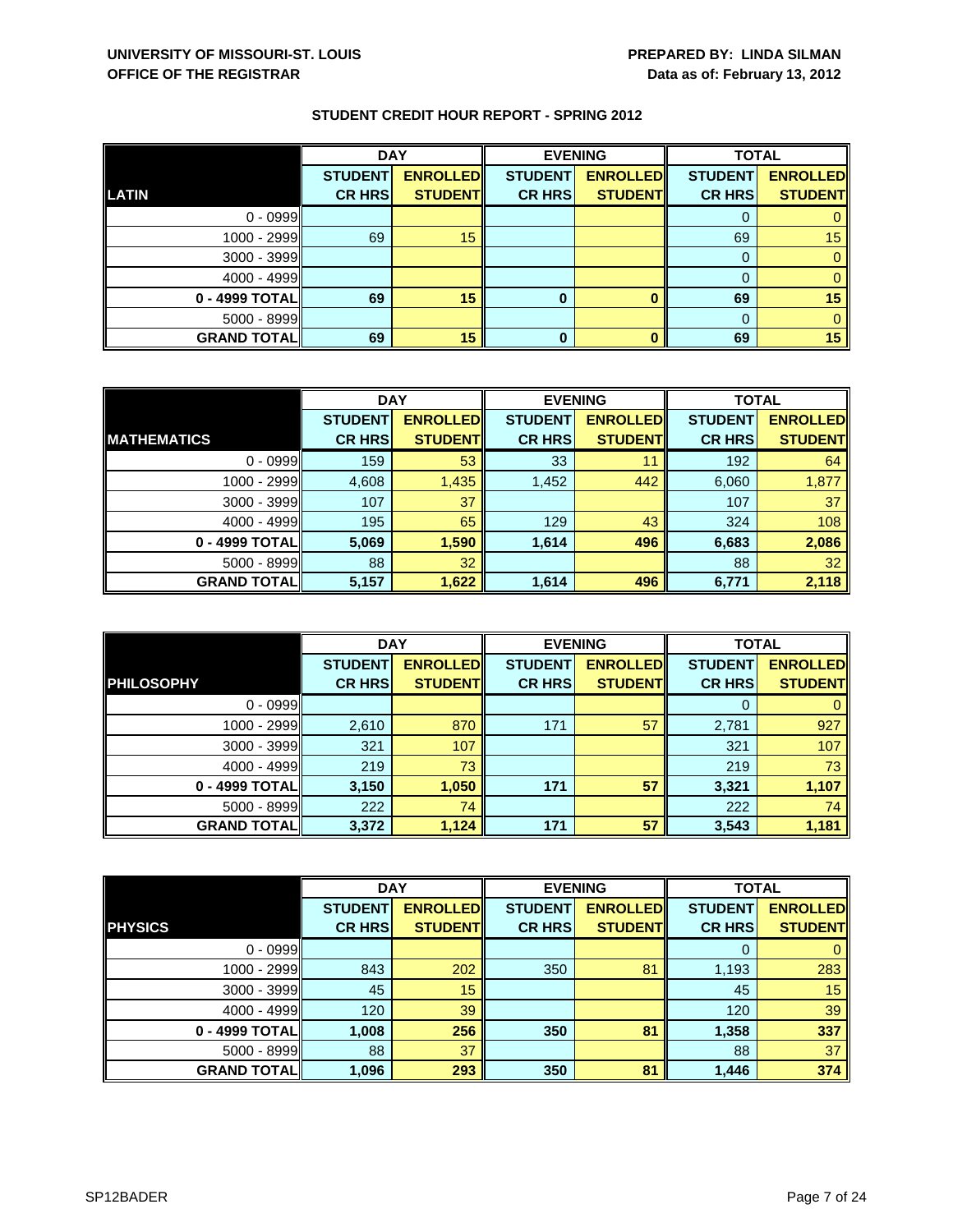**UNIVERSITY OF MISSOURI-ST. LOUIS**
**OFFICE OF THE REGISTRAR**

**PREPARED BY: LINDA SILMAN**
**Data as of: February 13, 2012**

## STUDENT CREDIT HOUR REPORT - SPRING 2012

| | DAY | | EVENING | | TOTAL | |
|---|---|---|---|---|---|---|
| **LATIN** | **STUDENT CR HRS** | **ENROLLED STUDENT** | **STUDENT CR HRS** | **ENROLLED STUDENT** | **STUDENT CR HRS** | **ENROLLED STUDENT** |
| 0 - 0999 | | | | | 0 | 0 |
| 1000 - 2999 | 69 | 15 | | | 69 | 15 |
| 3000 - 3999 | | | | | 0 | 0 |
| 4000 - 4999 | | | | | 0 | 0 |
| **0 - 4999 TOTAL** | **69** | **15** | **0** | **0** | **69** | **15** |
| 5000 - 8999 | | | | | 0 | 0 |
| **GRAND TOTAL** | **69** | **15** | **0** | **0** | **69** | **15** |

| | DAY | | EVENING | | TOTAL | |
|---|---|---|---|---|---|---|
| **MATHEMATICS** | **STUDENT CR HRS** | **ENROLLED STUDENT** | **STUDENT CR HRS** | **ENROLLED STUDENT** | **STUDENT CR HRS** | **ENROLLED STUDENT** |
| 0 - 0999 | 159 | 53 | 33 | 11 | 192 | 64 |
| 1000 - 2999 | 4,608 | 1,435 | 1,452 | 442 | 6,060 | 1,877 |
| 3000 - 3999 | 107 | 37 | | | 107 | 37 |
| 4000 - 4999 | 195 | 65 | 129 | 43 | 324 | 108 |
| **0 - 4999 TOTAL** | **5,069** | **1,590** | **1,614** | **496** | **6,683** | **2,086** |
| 5000 - 8999 | 88 | 32 | | | 88 | 32 |
| **GRAND TOTAL** | **5,157** | **1,622** | **1,614** | **496** | **6,771** | **2,118** |

| | DAY | | EVENING | | TOTAL | |
|---|---|---|---|---|---|---|
| **PHILOSOPHY** | **STUDENT CR HRS** | **ENROLLED STUDENT** | **STUDENT CR HRS** | **ENROLLED STUDENT** | **STUDENT CR HRS** | **ENROLLED STUDENT** |
| 0 - 0999 | | | | | 0 | 0 |
| 1000 - 2999 | 2,610 | 870 | 171 | 57 | 2,781 | 927 |
| 3000 - 3999 | 321 | 107 | | | 321 | 107 |
| 4000 - 4999 | 219 | 73 | | | 219 | 73 |
| **0 - 4999 TOTAL** | **3,150** | **1,050** | **171** | **57** | **3,321** | **1,107** |
| 5000 - 8999 | 222 | 74 | | | 222 | 74 |
| **GRAND TOTAL** | **3,372** | **1,124** | **171** | **57** | **3,543** | **1,181** |

| | DAY | | EVENING | | TOTAL | |
|---|---|---|---|---|---|---|
| **PHYSICS** | **STUDENT CR HRS** | **ENROLLED STUDENT** | **STUDENT CR HRS** | **ENROLLED STUDENT** | **STUDENT CR HRS** | **ENROLLED STUDENT** |
| 0 - 0999 | | | | | 0 | 0 |
| 1000 - 2999 | 843 | 202 | 350 | 81 | 1,193 | 283 |
| 3000 - 3999 | 45 | 15 | | | 45 | 15 |
| 4000 - 4999 | 120 | 39 | | | 120 | 39 |
| **0 - 4999 TOTAL** | **1,008** | **256** | **350** | **81** | **1,358** | **337** |
| 5000 - 8999 | 88 | 37 | | | 88 | 37 |
| **GRAND TOTAL** | **1,096** | **293** | **350** | **81** | **1,446** | **374** |

SP12BADER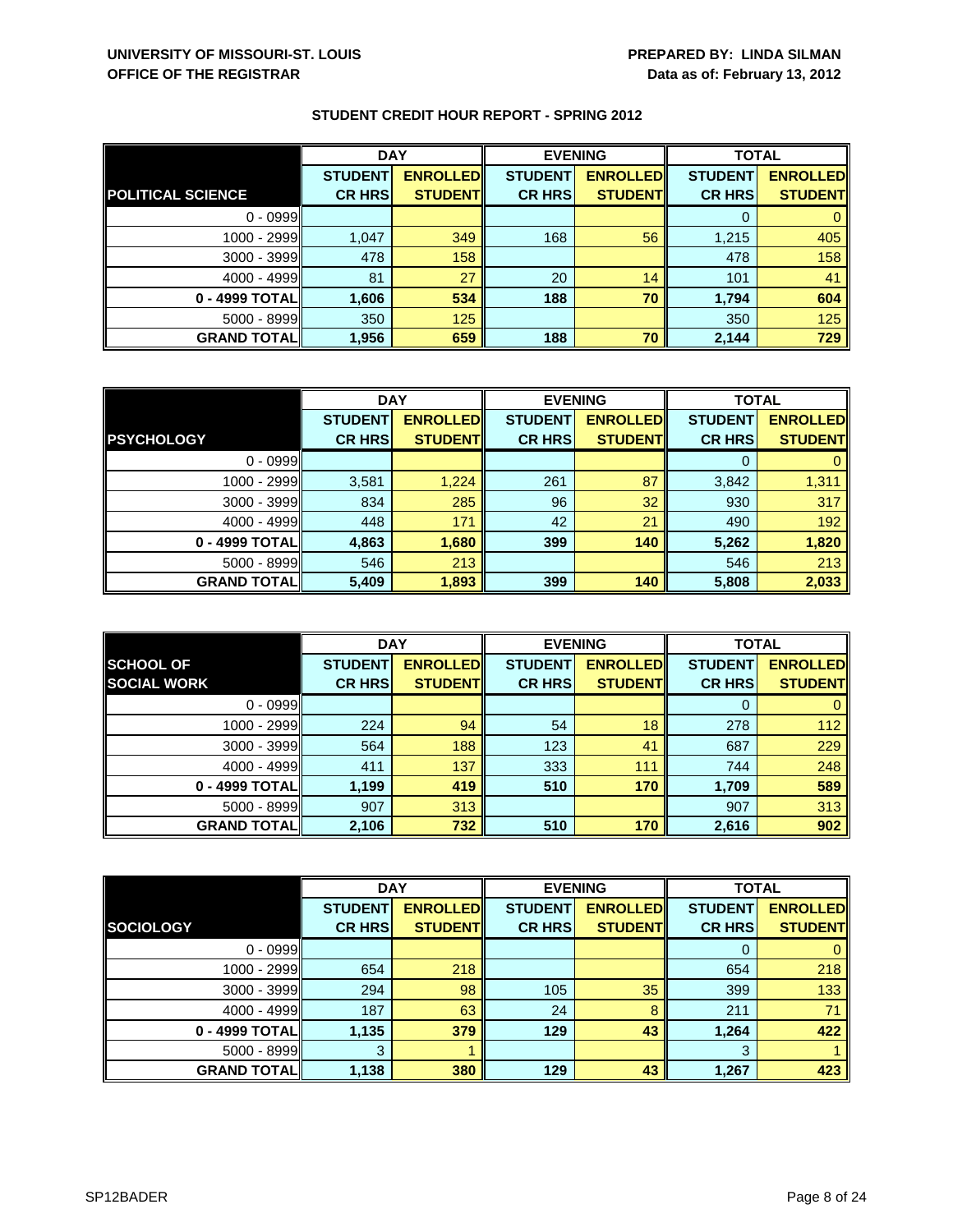UNIVERSITY OF MISSOURI-ST. LOUIS
OFFICE OF THE REGISTRAR

PREPARED BY: LINDA SILMAN
Data as of: February 13, 2012

## STUDENT CREDIT HOUR REPORT - SPRING 2012

| | DAY | | EVENING | | TOTAL | |
|---|---|---|---|---|---|---|
| **POLITICAL SCIENCE** | **STUDENT CR HRS** | **ENROLLED STUDENT** | **STUDENT CR HRS** | **ENROLLED STUDENT** | **STUDENT CR HRS** | **ENROLLED STUDENT** |
| 0 - 0999 | | | | | 0 | 0 |
| 1000 - 2999 | 1,047 | 349 | 168 | 56 | 1,215 | 405 |
| 3000 - 3999 | 478 | 158 | | | 478 | 158 |
| 4000 - 4999 | 81 | 27 | 20 | 14 | 101 | 41 |
| **0 - 4999 TOTAL** | **1,606** | **534** | **188** | **70** | **1,794** | **604** |
| 5000 - 8999 | 350 | 125 | | | 350 | 125 |
| **GRAND TOTAL** | **1,956** | **659** | **188** | **70** | **2,144** | **729** |

| | DAY | | EVENING | | TOTAL | |
|---|---|---|---|---|---|---|
| **PSYCHOLOGY** | **STUDENT CR HRS** | **ENROLLED STUDENT** | **STUDENT CR HRS** | **ENROLLED STUDENT** | **STUDENT CR HRS** | **ENROLLED STUDENT** |
| 0 - 0999 | | | | | 0 | 0 |
| 1000 - 2999 | 3,581 | 1,224 | 261 | 87 | 3,842 | 1,311 |
| 3000 - 3999 | 834 | 285 | 96 | 32 | 930 | 317 |
| 4000 - 4999 | 448 | 171 | 42 | 21 | 490 | 192 |
| **0 - 4999 TOTAL** | **4,863** | **1,680** | **399** | **140** | **5,262** | **1,820** |
| 5000 - 8999 | 546 | 213 | | | 546 | 213 |
| **GRAND TOTAL** | **5,409** | **1,893** | **399** | **140** | **5,808** | **2,033** |

| | DAY | | EVENING | | TOTAL | |
|---|---|---|---|---|---|---|
| **SCHOOL OF SOCIAL WORK** | **STUDENT CR HRS** | **ENROLLED STUDENT** | **STUDENT CR HRS** | **ENROLLED STUDENT** | **STUDENT CR HRS** | **ENROLLED STUDENT** |
| 0 - 0999 | | | | | 0 | 0 |
| 1000 - 2999 | 224 | 94 | 54 | 18 | 278 | 112 |
| 3000 - 3999 | 564 | 188 | 123 | 41 | 687 | 229 |
| 4000 - 4999 | 411 | 137 | 333 | 111 | 744 | 248 |
| **0 - 4999 TOTAL** | **1,199** | **419** | **510** | **170** | **1,709** | **589** |
| 5000 - 8999 | 907 | 313 | | | 907 | 313 |
| **GRAND TOTAL** | **2,106** | **732** | **510** | **170** | **2,616** | **902** |

| | DAY | | EVENING | | TOTAL | |
|---|---|---|---|---|---|---|
| **SOCIOLOGY** | **STUDENT CR HRS** | **ENROLLED STUDENT** | **STUDENT CR HRS** | **ENROLLED STUDENT** | **STUDENT CR HRS** | **ENROLLED STUDENT** |
| 0 - 0999 | | | | | 0 | 0 |
| 1000 - 2999 | 654 | 218 | | | 654 | 218 |
| 3000 - 3999 | 294 | 98 | 105 | 35 | 399 | 133 |
| 4000 - 4999 | 187 | 63 | 24 | 8 | 211 | 71 |
| **0 - 4999 TOTAL** | **1,135** | **379** | **129** | **43** | **1,264** | **422** |
| 5000 - 8999 | 3 | 1 | | | 3 | 1 |
| **GRAND TOTAL** | **1,138** | **380** | **129** | **43** | **1,267** | **423** |

SP12BADER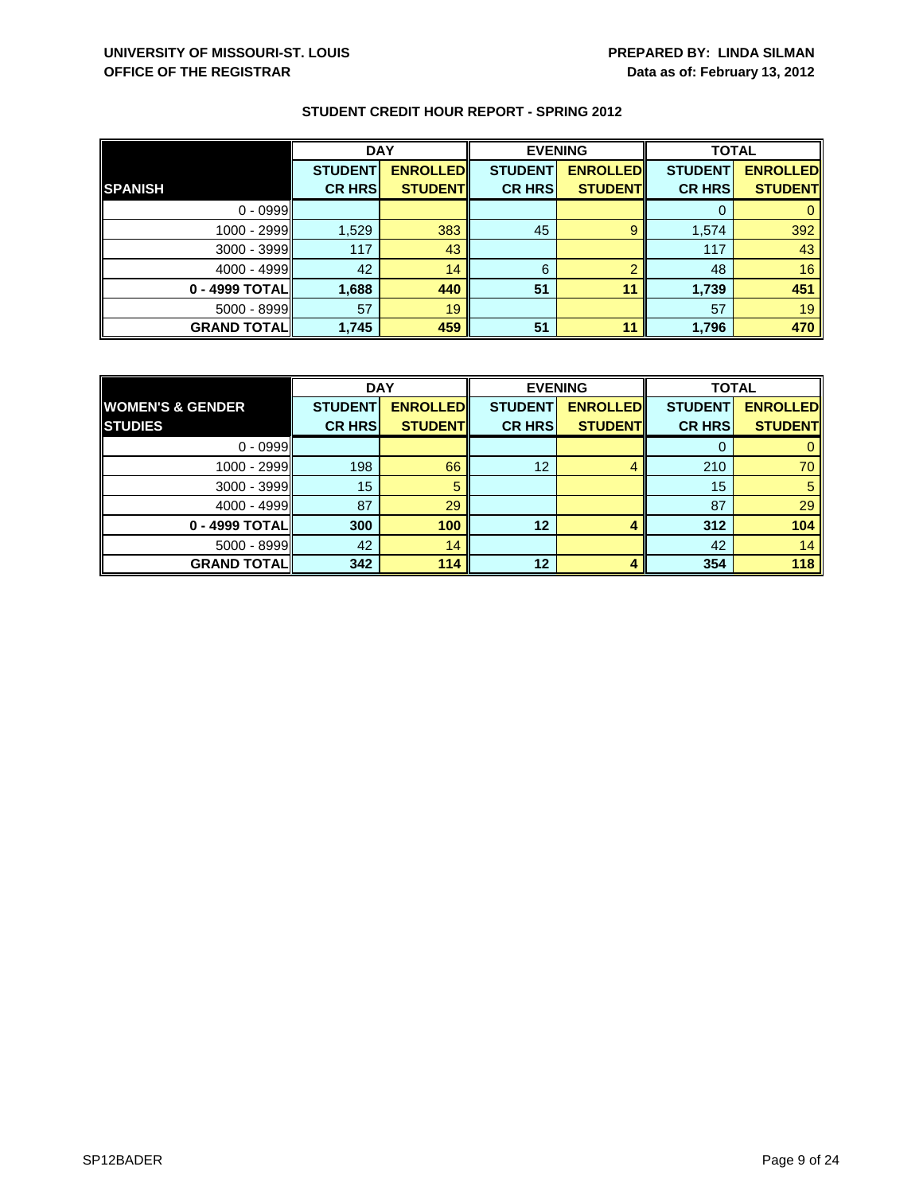**UNIVERSITY OF MISSOURI-ST. LOUIS**
**OFFICE OF THE REGISTRAR**

**PREPARED BY: LINDA SILMAN**
**Data as of: February 13, 2012**

## STUDENT CREDIT HOUR REPORT - SPRING 2012

| | DAY | | EVENING | | TOTAL | |
|---|---|---|---|---|---|---|
| **SPANISH** | **STUDENT CR HRS** | **ENROLLED STUDENT** | **STUDENT CR HRS** | **ENROLLED STUDENT** | **STUDENT CR HRS** | **ENROLLED STUDENT** |
| 0 - 0999 | | | | | 0 | 0 |
| 1000 - 2999 | 1,529 | 383 | 45 | 9 | 1,574 | 392 |
| 3000 - 3999 | 117 | 43 | | | 117 | 43 |
| 4000 - 4999 | 42 | 14 | 6 | 2 | 48 | 16 |
| **0 - 4999 TOTAL** | **1,688** | **440** | **51** | **11** | **1,739** | **451** |
| 5000 - 8999 | 57 | 19 | | | 57 | 19 |
| **GRAND TOTAL** | **1,745** | **459** | **51** | **11** | **1,796** | **470** |

| | DAY | | EVENING | | TOTAL | |
|---|---|---|---|---|---|---|
| **WOMEN'S & GENDER STUDIES** | **STUDENT CR HRS** | **ENROLLED STUDENT** | **STUDENT CR HRS** | **ENROLLED STUDENT** | **STUDENT CR HRS** | **ENROLLED STUDENT** |
| 0 - 0999 | | | | | 0 | 0 |
| 1000 - 2999 | 198 | 66 | 12 | 4 | 210 | 70 |
| 3000 - 3999 | 15 | 5 | | | 15 | 5 |
| 4000 - 4999 | 87 | 29 | | | 87 | 29 |
| **0 - 4999 TOTAL** | **300** | **100** | **12** | **4** | **312** | **104** |
| 5000 - 8999 | 42 | 14 | | | 42 | 14 |
| **GRAND TOTAL** | **342** | **114** | **12** | **4** | **354** | **118** |

SP12BADER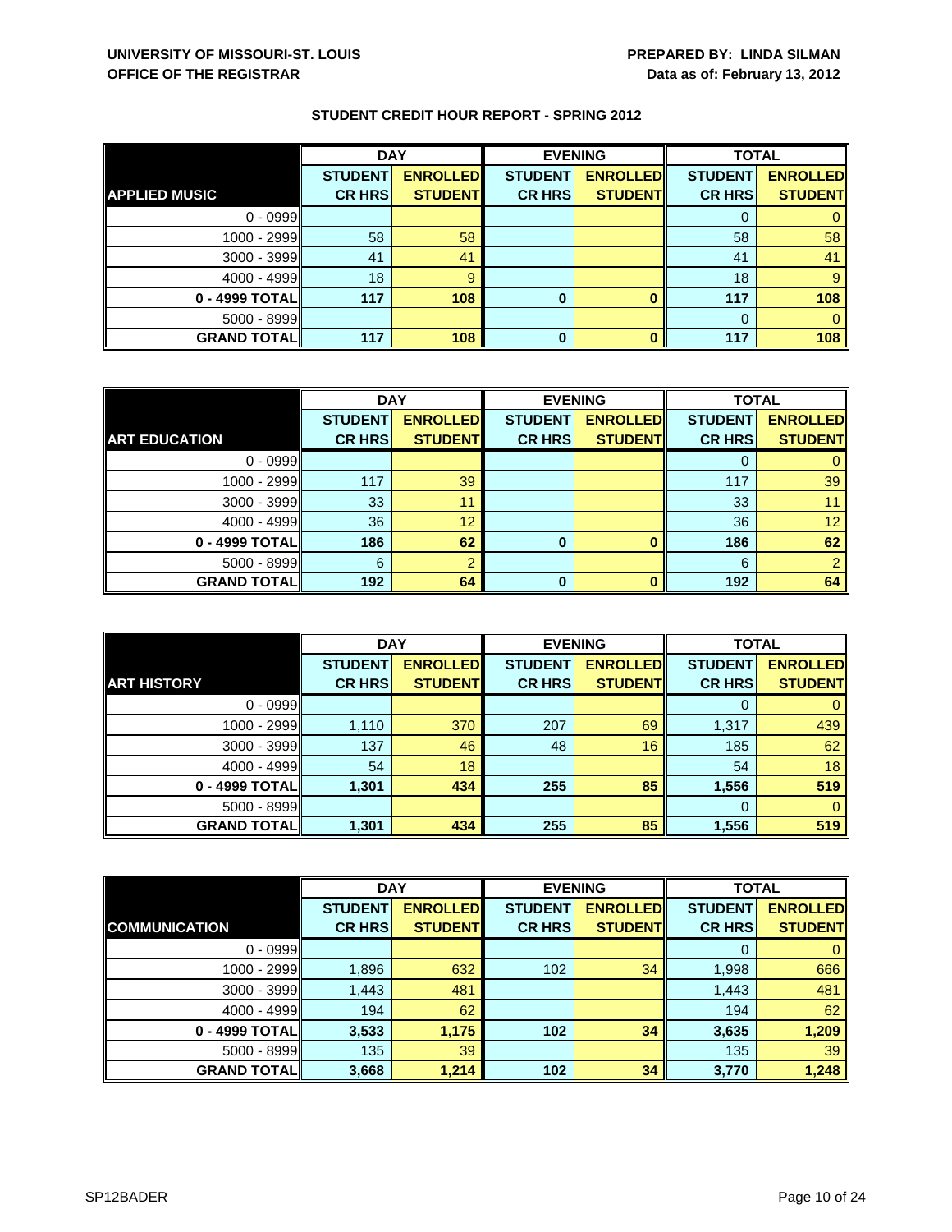**UNIVERSITY OF MISSOURI-ST. LOUIS**
**OFFICE OF THE REGISTRAR**

**PREPARED BY: LINDA SILMAN**
**Data as of: February 13, 2012**

## STUDENT CREDIT HOUR REPORT - SPRING 2012

| | DAY | | EVENING | | TOTAL | |
|---|---|---|---|---|---|---|
| **APPLIED MUSIC** | **STUDENT CR HRS** | **ENROLLED STUDENT** | **STUDENT CR HRS** | **ENROLLED STUDENT** | **STUDENT CR HRS** | **ENROLLED STUDENT** |
| 0 - 0999 | | | | | 0 | 0 |
| 1000 - 2999 | 58 | 58 | | | 58 | 58 |
| 3000 - 3999 | 41 | 41 | | | 41 | 41 |
| 4000 - 4999 | 18 | 9 | | | 18 | 9 |
| **0 - 4999 TOTAL** | **117** | **108** | **0** | **0** | **117** | **108** |
| 5000 - 8999 | | | | | 0 | 0 |
| **GRAND TOTAL** | **117** | **108** | **0** | **0** | **117** | **108** |

| | DAY | | EVENING | | TOTAL | |
|---|---|---|---|---|---|---|
| **ART EDUCATION** | **STUDENT CR HRS** | **ENROLLED STUDENT** | **STUDENT CR HRS** | **ENROLLED STUDENT** | **STUDENT CR HRS** | **ENROLLED STUDENT** |
| 0 - 0999 | | | | | 0 | 0 |
| 1000 - 2999 | 117 | 39 | | | 117 | 39 |
| 3000 - 3999 | 33 | 11 | | | 33 | 11 |
| 4000 - 4999 | 36 | 12 | | | 36 | 12 |
| **0 - 4999 TOTAL** | **186** | **62** | **0** | **0** | **186** | **62** |
| 5000 - 8999 | 6 | 2 | | | 6 | 2 |
| **GRAND TOTAL** | **192** | **64** | **0** | **0** | **192** | **64** |

| | DAY | | EVENING | | TOTAL | |
|---|---|---|---|---|---|---|
| **ART HISTORY** | **STUDENT CR HRS** | **ENROLLED STUDENT** | **STUDENT CR HRS** | **ENROLLED STUDENT** | **STUDENT CR HRS** | **ENROLLED STUDENT** |
| 0 - 0999 | | | | | 0 | 0 |
| 1000 - 2999 | 1,110 | 370 | 207 | 69 | 1,317 | 439 |
| 3000 - 3999 | 137 | 46 | 48 | 16 | 185 | 62 |
| 4000 - 4999 | 54 | 18 | | | 54 | 18 |
| **0 - 4999 TOTAL** | **1,301** | **434** | **255** | **85** | **1,556** | **519** |
| 5000 - 8999 | | | | | 0 | 0 |
| **GRAND TOTAL** | **1,301** | **434** | **255** | **85** | **1,556** | **519** |

| | DAY | | EVENING | | TOTAL | |
|---|---|---|---|---|---|---|
| **COMMUNICATION** | **STUDENT CR HRS** | **ENROLLED STUDENT** | **STUDENT CR HRS** | **ENROLLED STUDENT** | **STUDENT CR HRS** | **ENROLLED STUDENT** |
| 0 - 0999 | | | | | 0 | 0 |
| 1000 - 2999 | 1,896 | 632 | 102 | 34 | 1,998 | 666 |
| 3000 - 3999 | 1,443 | 481 | | | 1,443 | 481 |
| 4000 - 4999 | 194 | 62 | | | 194 | 62 |
| **0 - 4999 TOTAL** | **3,533** | **1,175** | **102** | **34** | **3,635** | **1,209** |
| 5000 - 8999 | 135 | 39 | | | 135 | 39 |
| **GRAND TOTAL** | **3,668** | **1,214** | **102** | **34** | **3,770** | **1,248** |

SP12BADER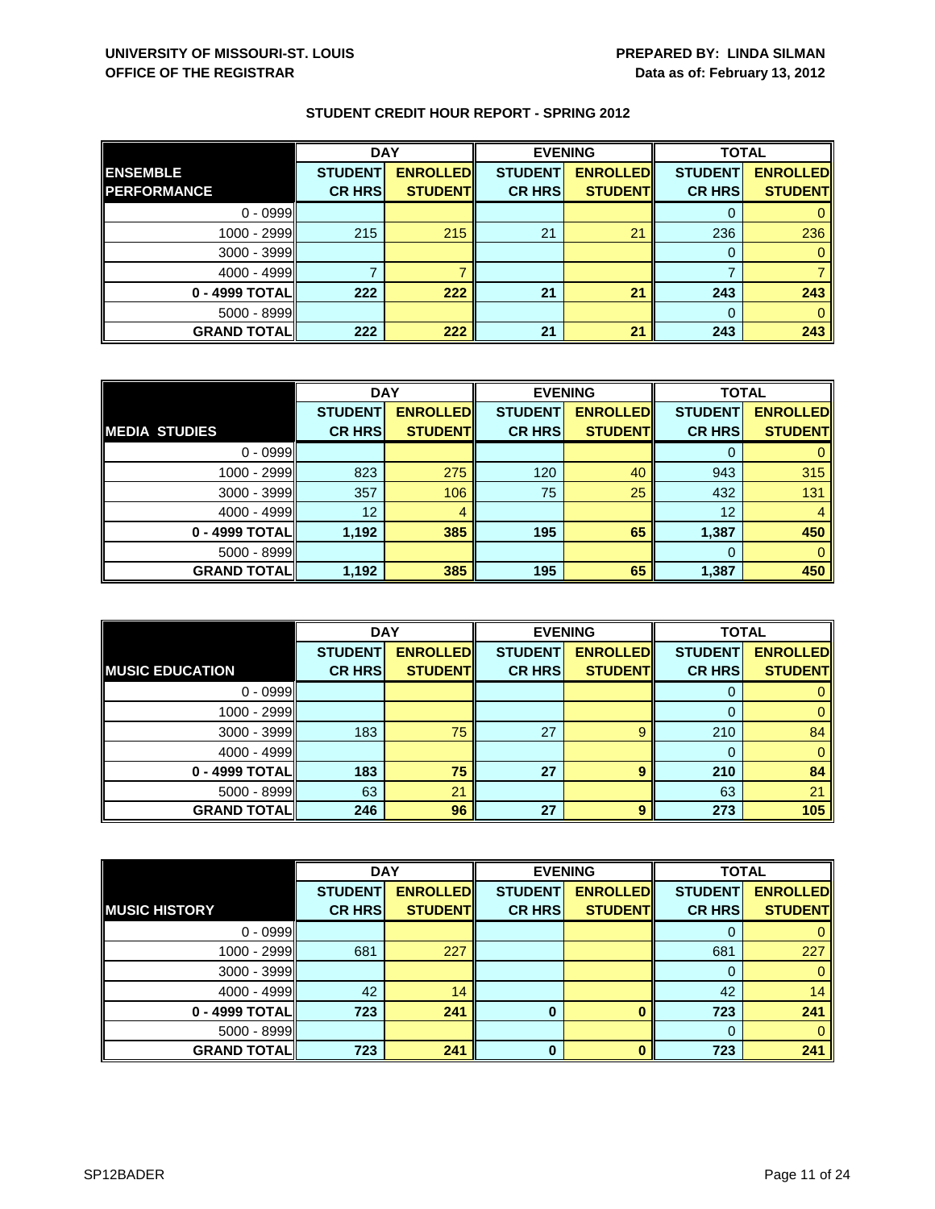**UNIVERSITY OF MISSOURI-ST. LOUIS**
**OFFICE OF THE REGISTRAR**

**PREPARED BY: LINDA SILMAN**
**Data as of: February 13, 2012**

## STUDENT CREDIT HOUR REPORT - SPRING 2012

| ENSEMBLE PERFORMANCE | DAY | | EVENING | | TOTAL | |
|---|---|---|---|---|---|---|
| | STUDENT CR HRS | ENROLLED STUDENT | STUDENT CR HRS | ENROLLED STUDENT | STUDENT CR HRS | ENROLLED STUDENT |
| 0 - 0999 | | | | | 0 | 0 |
| 1000 - 2999 | 215 | 215 | 21 | 21 | 236 | 236 |
| 3000 - 3999 | | | | | 0 | 0 |
| 4000 - 4999 | 7 | 7 | | | 7 | 7 |
| **0 - 4999 TOTAL** | **222** | **222** | **21** | **21** | **243** | **243** |
| 5000 - 8999 | | | | | 0 | 0 |
| **GRAND TOTAL** | **222** | **222** | **21** | **21** | **243** | **243** |

| MEDIA STUDIES | DAY | | EVENING | | TOTAL | |
|---|---|---|---|---|---|---|
| | STUDENT CR HRS | ENROLLED STUDENT | STUDENT CR HRS | ENROLLED STUDENT | STUDENT CR HRS | ENROLLED STUDENT |
| 0 - 0999 | | | | | 0 | 0 |
| 1000 - 2999 | 823 | 275 | 120 | 40 | 943 | 315 |
| 3000 - 3999 | 357 | 106 | 75 | 25 | 432 | 131 |
| 4000 - 4999 | 12 | 4 | | | 12 | 4 |
| **0 - 4999 TOTAL** | **1,192** | **385** | **195** | **65** | **1,387** | **450** |
| 5000 - 8999 | | | | | 0 | 0 |
| **GRAND TOTAL** | **1,192** | **385** | **195** | **65** | **1,387** | **450** |

| MUSIC EDUCATION | DAY | | EVENING | | TOTAL | |
|---|---|---|---|---|---|---|
| | STUDENT CR HRS | ENROLLED STUDENT | STUDENT CR HRS | ENROLLED STUDENT | STUDENT CR HRS | ENROLLED STUDENT |
| 0 - 0999 | | | | | 0 | 0 |
| 1000 - 2999 | | | | | 0 | 0 |
| 3000 - 3999 | 183 | 75 | 27 | 9 | 210 | 84 |
| 4000 - 4999 | | | | | 0 | 0 |
| **0 - 4999 TOTAL** | **183** | **75** | **27** | **9** | **210** | **84** |
| 5000 - 8999 | 63 | 21 | | | 63 | 21 |
| **GRAND TOTAL** | **246** | **96** | **27** | **9** | **273** | **105** |

| MUSIC HISTORY | DAY | | EVENING | | TOTAL | |
|---|---|---|---|---|---|---|
| | STUDENT CR HRS | ENROLLED STUDENT | STUDENT CR HRS | ENROLLED STUDENT | STUDENT CR HRS | ENROLLED STUDENT |
| 0 - 0999 | | | | | 0 | 0 |
| 1000 - 2999 | 681 | 227 | | | 681 | 227 |
| 3000 - 3999 | | | | | 0 | 0 |
| 4000 - 4999 | 42 | 14 | | | 42 | 14 |
| **0 - 4999 TOTAL** | **723** | **241** | **0** | **0** | **723** | **241** |
| 5000 - 8999 | | | | | 0 | 0 |
| **GRAND TOTAL** | **723** | **241** | **0** | **0** | **723** | **241** |

SP12BADER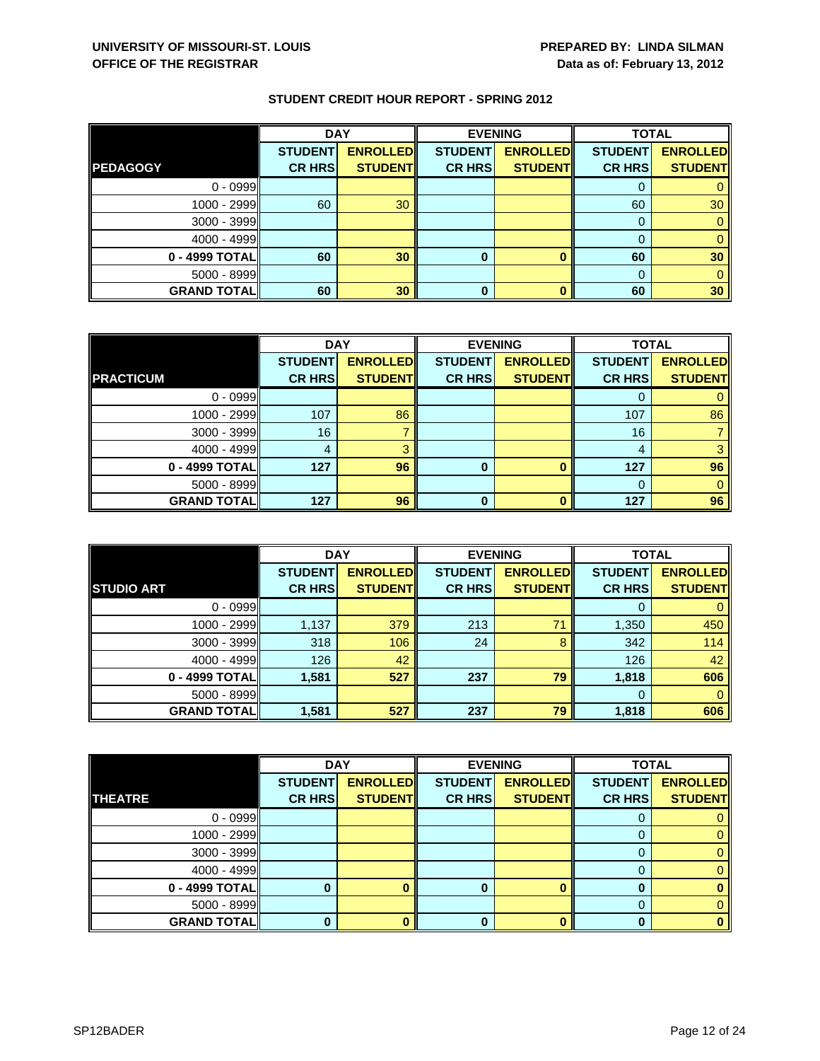**UNIVERSITY OF MISSOURI-ST. LOUIS**
**OFFICE OF THE REGISTRAR**

**PREPARED BY: LINDA SILMAN**
**Data as of: February 13, 2012**

**STUDENT CREDIT HOUR REPORT - SPRING 2012**

| | DAY | | EVENING | | TOTAL | |
|---|---|---|---|---|---|---|
| **PEDAGOGY** | **STUDENT CR HRS** | **ENROLLED STUDENT** | **STUDENT CR HRS** | **ENROLLED STUDENT** | **STUDENT CR HRS** | **ENROLLED STUDENT** |
| 0 - 0999 | | | | | 0 | 0 |
| 1000 - 2999 | 60 | 30 | | | 60 | 30 |
| 3000 - 3999 | | | | | 0 | 0 |
| 4000 - 4999 | | | | | 0 | 0 |
| **0 - 4999 TOTAL** | **60** | **30** | **0** | **0** | **60** | **30** |
| 5000 - 8999 | | | | | 0 | 0 |
| **GRAND TOTAL** | **60** | **30** | **0** | **0** | **60** | **30** |

| | DAY | | EVENING | | TOTAL | |
|---|---|---|---|---|---|---|
| **PRACTICUM** | **STUDENT CR HRS** | **ENROLLED STUDENT** | **STUDENT CR HRS** | **ENROLLED STUDENT** | **STUDENT CR HRS** | **ENROLLED STUDENT** |
| 0 - 0999 | | | | | 0 | 0 |
| 1000 - 2999 | 107 | 86 | | | 107 | 86 |
| 3000 - 3999 | 16 | 7 | | | 16 | 7 |
| 4000 - 4999 | 4 | 3 | | | 4 | 3 |
| **0 - 4999 TOTAL** | **127** | **96** | **0** | **0** | **127** | **96** |
| 5000 - 8999 | | | | | 0 | 0 |
| **GRAND TOTAL** | **127** | **96** | **0** | **0** | **127** | **96** |

| | DAY | | EVENING | | TOTAL | |
|---|---|---|---|---|---|---|
| **STUDIO ART** | **STUDENT CR HRS** | **ENROLLED STUDENT** | **STUDENT CR HRS** | **ENROLLED STUDENT** | **STUDENT CR HRS** | **ENROLLED STUDENT** |
| 0 - 0999 | | | | | 0 | 0 |
| 1000 - 2999 | 1,137 | 379 | 213 | 71 | 1,350 | 450 |
| 3000 - 3999 | 318 | 106 | 24 | 8 | 342 | 114 |
| 4000 - 4999 | 126 | 42 | | | 126 | 42 |
| **0 - 4999 TOTAL** | **1,581** | **527** | **237** | **79** | **1,818** | **606** |
| 5000 - 8999 | | | | | 0 | 0 |
| **GRAND TOTAL** | **1,581** | **527** | **237** | **79** | **1,818** | **606** |

| | DAY | | EVENING | | TOTAL | |
|---|---|---|---|---|---|---|
| **THEATRE** | **STUDENT CR HRS** | **ENROLLED STUDENT** | **STUDENT CR HRS** | **ENROLLED STUDENT** | **STUDENT CR HRS** | **ENROLLED STUDENT** |
| 0 - 0999 | | | | | 0 | 0 |
| 1000 - 2999 | | | | | 0 | 0 |
| 3000 - 3999 | | | | | 0 | 0 |
| 4000 - 4999 | | | | | 0 | 0 |
| **0 - 4999 TOTAL** | **0** | **0** | **0** | **0** | **0** | **0** |
| 5000 - 8999 | | | | | 0 | 0 |
| **GRAND TOTAL** | **0** | **0** | **0** | **0** | **0** | **0** |

SP12BADER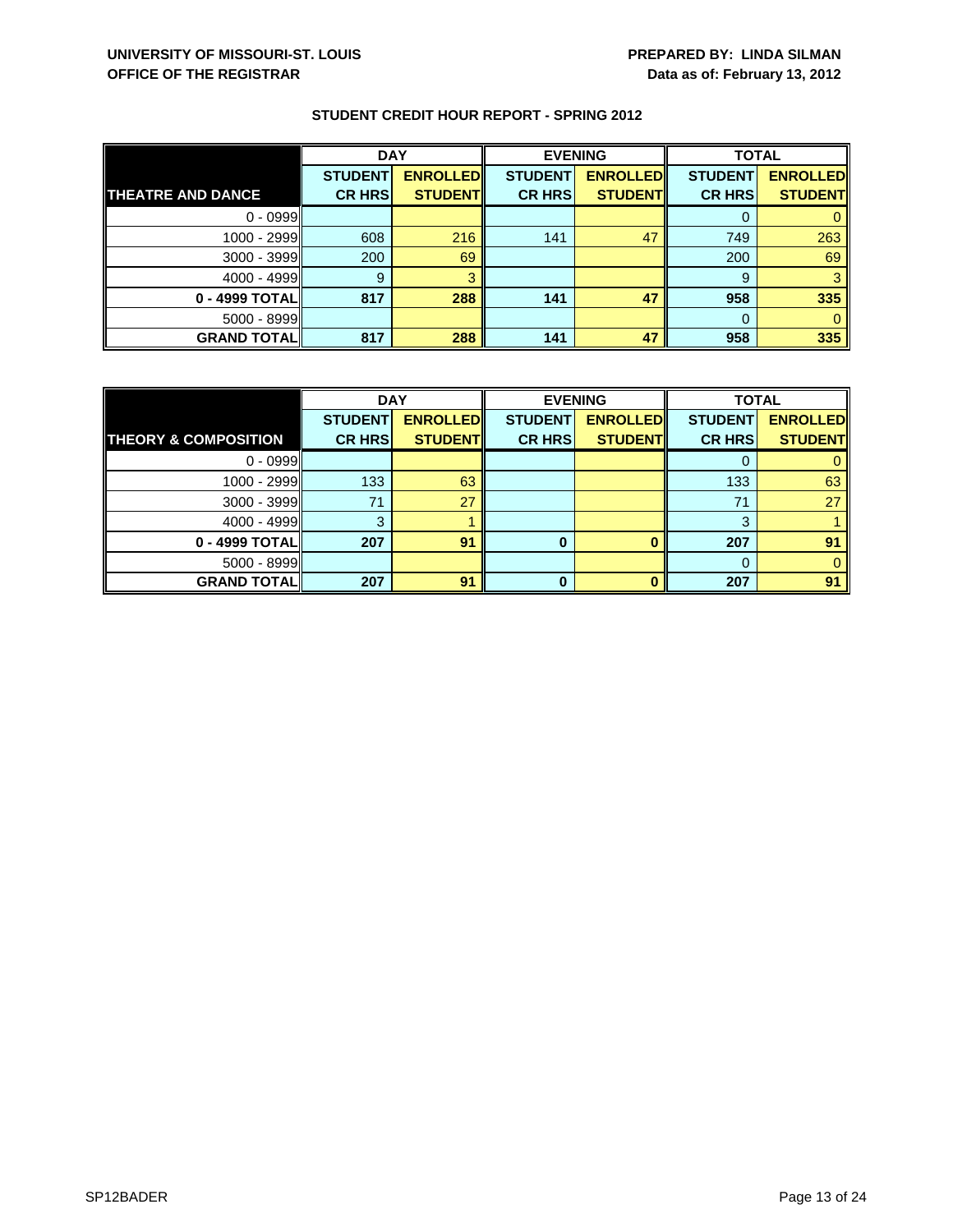**UNIVERSITY OF MISSOURI-ST. LOUIS**
**OFFICE OF THE REGISTRAR**

**PREPARED BY: LINDA SILMAN**
**Data as of: February 13, 2012**

## STUDENT CREDIT HOUR REPORT - SPRING 2012

| | DAY | | EVENING | | TOTAL | |
|---|---|---|---|---|---|---|
| **THEATRE AND DANCE** | **STUDENT CR HRS** | **ENROLLED STUDENT** | **STUDENT CR HRS** | **ENROLLED STUDENT** | **STUDENT CR HRS** | **ENROLLED STUDENT** |
| 0 - 0999 | | | | | 0 | 0 |
| 1000 - 2999 | 608 | 216 | 141 | 47 | 749 | 263 |
| 3000 - 3999 | 200 | 69 | | | 200 | 69 |
| 4000 - 4999 | 9 | 3 | | | 9 | 3 |
| **0 - 4999 TOTAL** | **817** | **288** | **141** | **47** | **958** | **335** |
| 5000 - 8999 | | | | | 0 | 0 |
| **GRAND TOTAL** | **817** | **288** | **141** | **47** | **958** | **335** |

| | DAY | | EVENING | | TOTAL | |
|---|---|---|---|---|---|---|
| **THEORY & COMPOSITION** | **STUDENT CR HRS** | **ENROLLED STUDENT** | **STUDENT CR HRS** | **ENROLLED STUDENT** | **STUDENT CR HRS** | **ENROLLED STUDENT** |
| 0 - 0999 | | | | | 0 | 0 |
| 1000 - 2999 | 133 | 63 | | | 133 | 63 |
| 3000 - 3999 | 71 | 27 | | | 71 | 27 |
| 4000 - 4999 | 3 | 1 | | | 3 | 1 |
| **0 - 4999 TOTAL** | **207** | **91** | **0** | **0** | **207** | **91** |
| 5000 - 8999 | | | | | 0 | 0 |
| **GRAND TOTAL** | **207** | **91** | **0** | **0** | **207** | **91** |

SP12BADER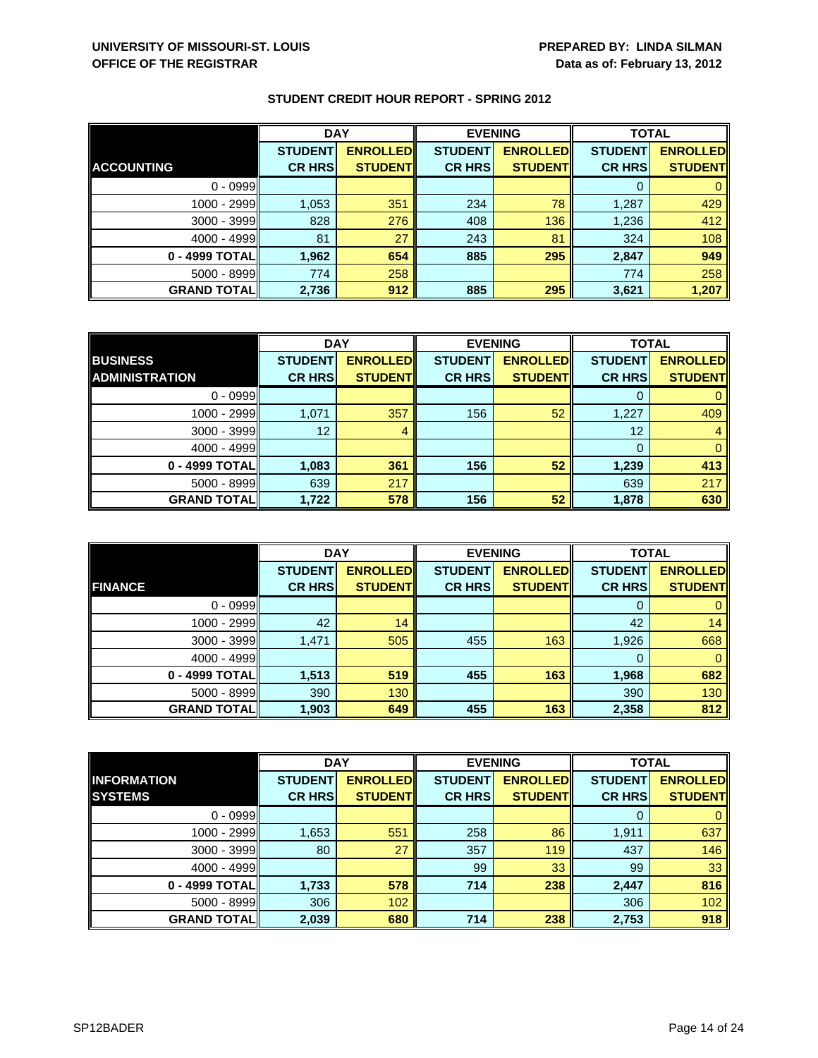**UNIVERSITY OF MISSOURI-ST. LOUIS**
**OFFICE OF THE REGISTRAR**

**PREPARED BY: LINDA SILMAN**
**Data as of: February 13, 2012**

## STUDENT CREDIT HOUR REPORT - SPRING 2012

| | DAY | | EVENING | | TOTAL | |
|---|---|---|---|---|---|---|
| **ACCOUNTING** | **STUDENT CR HRS** | **ENROLLED STUDENT** | **STUDENT CR HRS** | **ENROLLED STUDENT** | **STUDENT CR HRS** | **ENROLLED STUDENT** |
| 0 - 0999 | | | | | 0 | 0 |
| 1000 - 2999 | 1,053 | 351 | 234 | 78 | 1,287 | 429 |
| 3000 - 3999 | 828 | 276 | 408 | 136 | 1,236 | 412 |
| 4000 - 4999 | 81 | 27 | 243 | 81 | 324 | 108 |
| **0 - 4999 TOTAL** | **1,962** | **654** | **885** | **295** | **2,847** | **949** |
| 5000 - 8999 | 774 | 258 | | | 774 | 258 |
| **GRAND TOTAL** | **2,736** | **912** | **885** | **295** | **3,621** | **1,207** |

| | DAY | | EVENING | | TOTAL | |
|---|---|---|---|---|---|---|
| **BUSINESS ADMINISTRATION** | **STUDENT CR HRS** | **ENROLLED STUDENT** | **STUDENT CR HRS** | **ENROLLED STUDENT** | **STUDENT CR HRS** | **ENROLLED STUDENT** |
| 0 - 0999 | | | | | 0 | 0 |
| 1000 - 2999 | 1,071 | 357 | 156 | 52 | 1,227 | 409 |
| 3000 - 3999 | 12 | 4 | | | 12 | 4 |
| 4000 - 4999 | | | | | 0 | 0 |
| **0 - 4999 TOTAL** | **1,083** | **361** | **156** | **52** | **1,239** | **413** |
| 5000 - 8999 | 639 | 217 | | | 639 | 217 |
| **GRAND TOTAL** | **1,722** | **578** | **156** | **52** | **1,878** | **630** |

| | DAY | | EVENING | | TOTAL | |
|---|---|---|---|---|---|---|
| **FINANCE** | **STUDENT CR HRS** | **ENROLLED STUDENT** | **STUDENT CR HRS** | **ENROLLED STUDENT** | **STUDENT CR HRS** | **ENROLLED STUDENT** |
| 0 - 0999 | | | | | 0 | 0 |
| 1000 - 2999 | 42 | 14 | | | 42 | 14 |
| 3000 - 3999 | 1,471 | 505 | 455 | 163 | 1,926 | 668 |
| 4000 - 4999 | | | | | 0 | 0 |
| **0 - 4999 TOTAL** | **1,513** | **519** | **455** | **163** | **1,968** | **682** |
| 5000 - 8999 | 390 | 130 | | | 390 | 130 |
| **GRAND TOTAL** | **1,903** | **649** | **455** | **163** | **2,358** | **812** |

| | DAY | | EVENING | | TOTAL | |
|---|---|---|---|---|---|---|
| **INFORMATION SYSTEMS** | **STUDENT CR HRS** | **ENROLLED STUDENT** | **STUDENT CR HRS** | **ENROLLED STUDENT** | **STUDENT CR HRS** | **ENROLLED STUDENT** |
| 0 - 0999 | | | | | 0 | 0 |
| 1000 - 2999 | 1,653 | 551 | 258 | 86 | 1,911 | 637 |
| 3000 - 3999 | 80 | 27 | 357 | 119 | 437 | 146 |
| 4000 - 4999 | | | 99 | 33 | 99 | 33 |
| **0 - 4999 TOTAL** | **1,733** | **578** | **714** | **238** | **2,447** | **816** |
| 5000 - 8999 | 306 | 102 | | | 306 | 102 |
| **GRAND TOTAL** | **2,039** | **680** | **714** | **238** | **2,753** | **918** |

SP12BADER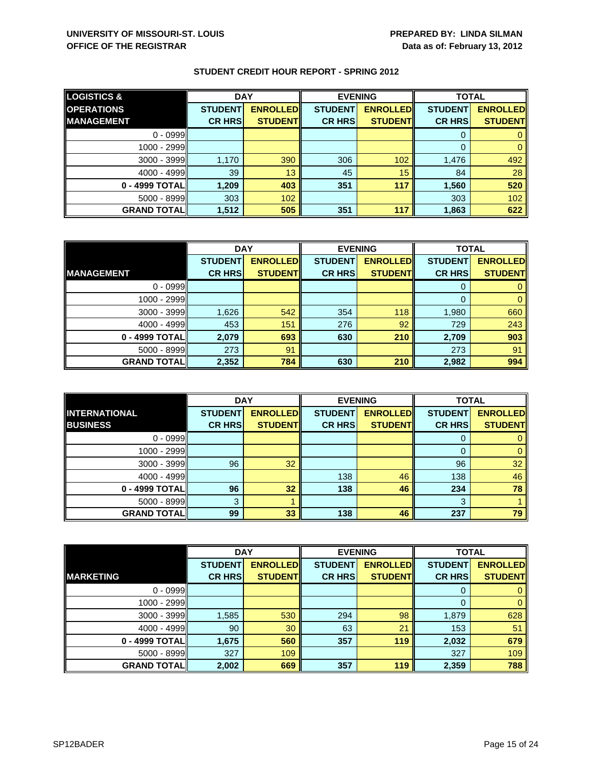UNIVERSITY OF MISSOURI-ST. LOUIS
OFFICE OF THE REGISTRAR

PREPARED BY: LINDA SILMAN
Data as of: February 13, 2012

## STUDENT CREDIT HOUR REPORT - SPRING 2012

| LOGISTICS & OPERATIONS MANAGEMENT | DAY | | EVENING | | TOTAL | |
|---|---|---|---|---|---|---|
| | STUDENT CR HRS | ENROLLED STUDENT | STUDENT CR HRS | ENROLLED STUDENT | STUDENT CR HRS | ENROLLED STUDENT |
| 0 - 0999 | | | | | 0 | 0 |
| 1000 - 2999 | | | | | 0 | 0 |
| 3000 - 3999 | 1,170 | 390 | 306 | 102 | 1,476 | 492 |
| 4000 - 4999 | 39 | 13 | 45 | 15 | 84 | 28 |
| **0 - 4999 TOTAL** | **1,209** | **403** | **351** | **117** | **1,560** | **520** |
| 5000 - 8999 | 303 | 102 | | | 303 | 102 |
| **GRAND TOTAL** | **1,512** | **505** | **351** | **117** | **1,863** | **622** |

| MANAGEMENT | DAY | | EVENING | | TOTAL | |
|---|---|---|---|---|---|---|
| | STUDENT CR HRS | ENROLLED STUDENT | STUDENT CR HRS | ENROLLED STUDENT | STUDENT CR HRS | ENROLLED STUDENT |
| 0 - 0999 | | | | | 0 | 0 |
| 1000 - 2999 | | | | | 0 | 0 |
| 3000 - 3999 | 1,626 | 542 | 354 | 118 | 1,980 | 660 |
| 4000 - 4999 | 453 | 151 | 276 | 92 | 729 | 243 |
| **0 - 4999 TOTAL** | **2,079** | **693** | **630** | **210** | **2,709** | **903** |
| 5000 - 8999 | 273 | 91 | | | 273 | 91 |
| **GRAND TOTAL** | **2,352** | **784** | **630** | **210** | **2,982** | **994** |

| INTERNATIONAL BUSINESS | DAY | | EVENING | | TOTAL | |
|---|---|---|---|---|---|---|
| | STUDENT CR HRS | ENROLLED STUDENT | STUDENT CR HRS | ENROLLED STUDENT | STUDENT CR HRS | ENROLLED STUDENT |
| 0 - 0999 | | | | | 0 | 0 |
| 1000 - 2999 | | | | | 0 | 0 |
| 3000 - 3999 | 96 | 32 | | | 96 | 32 |
| 4000 - 4999 | | | 138 | 46 | 138 | 46 |
| **0 - 4999 TOTAL** | **96** | **32** | **138** | **46** | **234** | **78** |
| 5000 - 8999 | 3 | 1 | | | 3 | 1 |
| **GRAND TOTAL** | **99** | **33** | **138** | **46** | **237** | **79** |

| MARKETING | DAY | | EVENING | | TOTAL | |
|---|---|---|---|---|---|---|
| | STUDENT CR HRS | ENROLLED STUDENT | STUDENT CR HRS | ENROLLED STUDENT | STUDENT CR HRS | ENROLLED STUDENT |
| 0 - 0999 | | | | | 0 | 0 |
| 1000 - 2999 | | | | | 0 | 0 |
| 3000 - 3999 | 1,585 | 530 | 294 | 98 | 1,879 | 628 |
| 4000 - 4999 | 90 | 30 | 63 | 21 | 153 | 51 |
| **0 - 4999 TOTAL** | **1,675** | **560** | **357** | **119** | **2,032** | **679** |
| 5000 - 8999 | 327 | 109 | | | 327 | 109 |
| **GRAND TOTAL** | **2,002** | **669** | **357** | **119** | **2,359** | **788** |

SP12BADER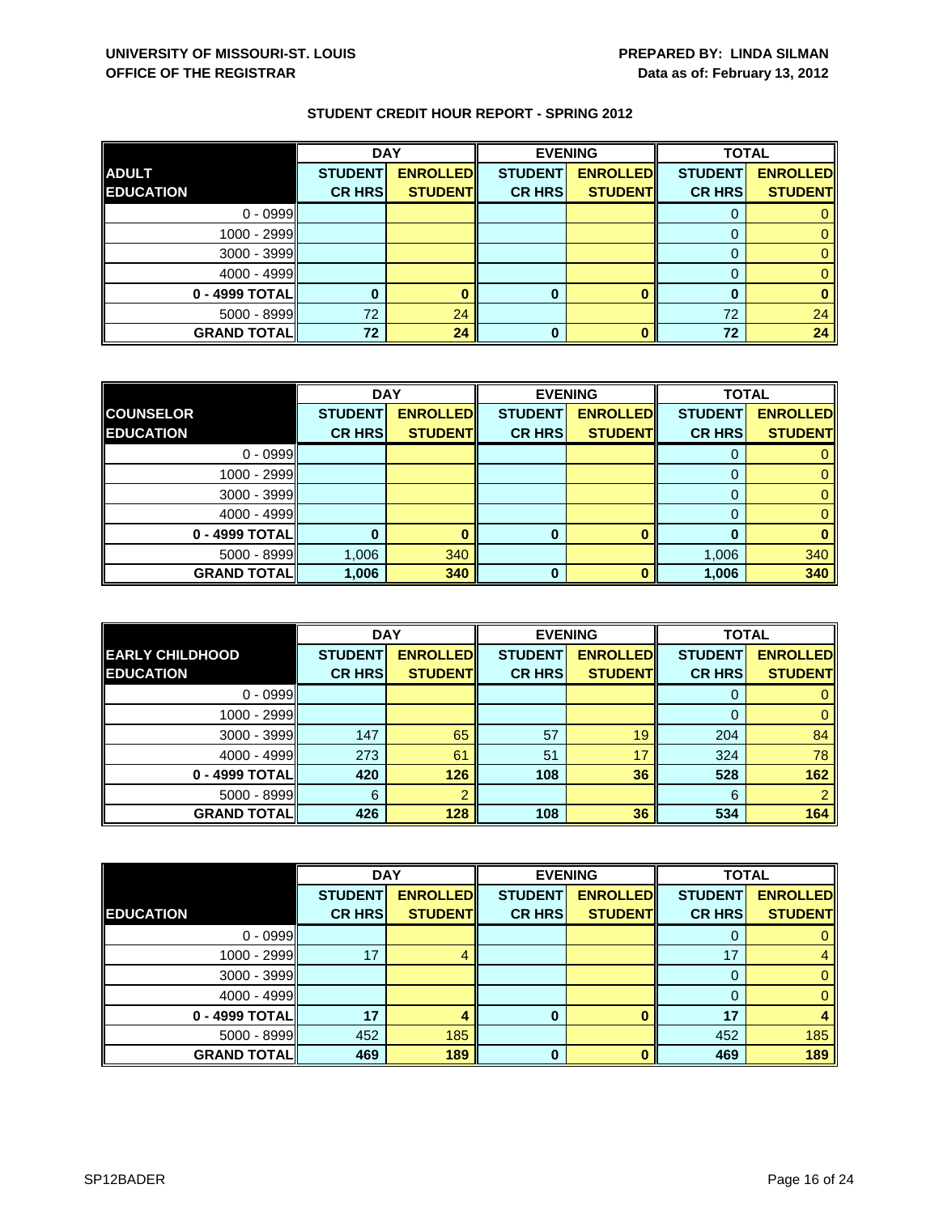**UNIVERSITY OF MISSOURI-ST. LOUIS**
**OFFICE OF THE REGISTRAR**

**PREPARED BY: LINDA SILMAN**
**Data as of: February 13, 2012**

## STUDENT CREDIT HOUR REPORT - SPRING 2012

| ADULT EDUCATION | DAY | | EVENING | | TOTAL | |
|---|---|---|---|---|---|---|
| | STUDENT CR HRS | ENROLLED STUDENT | STUDENT CR HRS | ENROLLED STUDENT | STUDENT CR HRS | ENROLLED STUDENT |
| 0 - 0999 | | | | | 0 | 0 |
| 1000 - 2999 | | | | | 0 | 0 |
| 3000 - 3999 | | | | | 0 | 0 |
| 4000 - 4999 | | | | | 0 | 0 |
| **0 - 4999 TOTAL** | **0** | **0** | **0** | **0** | **0** | **0** |
| 5000 - 8999 | 72 | 24 | | | 72 | 24 |
| **GRAND TOTAL** | **72** | **24** | **0** | **0** | **72** | **24** |

| COUNSELOR EDUCATION | DAY | | EVENING | | TOTAL | |
|---|---|---|---|---|---|---|
| | STUDENT CR HRS | ENROLLED STUDENT | STUDENT CR HRS | ENROLLED STUDENT | STUDENT CR HRS | ENROLLED STUDENT |
| 0 - 0999 | | | | | 0 | 0 |
| 1000 - 2999 | | | | | 0 | 0 |
| 3000 - 3999 | | | | | 0 | 0 |
| 4000 - 4999 | | | | | 0 | 0 |
| **0 - 4999 TOTAL** | **0** | **0** | **0** | **0** | **0** | **0** |
| 5000 - 8999 | 1,006 | 340 | | | 1,006 | 340 |
| **GRAND TOTAL** | **1,006** | **340** | **0** | **0** | **1,006** | **340** |

| EARLY CHILDHOOD EDUCATION | DAY | | EVENING | | TOTAL | |
|---|---|---|---|---|---|---|
| | STUDENT CR HRS | ENROLLED STUDENT | STUDENT CR HRS | ENROLLED STUDENT | STUDENT CR HRS | ENROLLED STUDENT |
| 0 - 0999 | | | | | 0 | 0 |
| 1000 - 2999 | | | | | 0 | 0 |
| 3000 - 3999 | 147 | 65 | 57 | 19 | 204 | 84 |
| 4000 - 4999 | 273 | 61 | 51 | 17 | 324 | 78 |
| **0 - 4999 TOTAL** | **420** | **126** | **108** | **36** | **528** | **162** |
| 5000 - 8999 | 6 | 2 | | | 6 | 2 |
| **GRAND TOTAL** | **426** | **128** | **108** | **36** | **534** | **164** |

| EDUCATION | DAY | | EVENING | | TOTAL | |
|---|---|---|---|---|---|---|
| | STUDENT CR HRS | ENROLLED STUDENT | STUDENT CR HRS | ENROLLED STUDENT | STUDENT CR HRS | ENROLLED STUDENT |
| 0 - 0999 | | | | | 0 | 0 |
| 1000 - 2999 | 17 | 4 | | | 17 | 4 |
| 3000 - 3999 | | | | | 0 | 0 |
| 4000 - 4999 | | | | | 0 | 0 |
| **0 - 4999 TOTAL** | **17** | **4** | **0** | **0** | **17** | **4** |
| 5000 - 8999 | 452 | 185 | | | 452 | 185 |
| **GRAND TOTAL** | **469** | **189** | **0** | **0** | **469** | **189** |

SP12BADER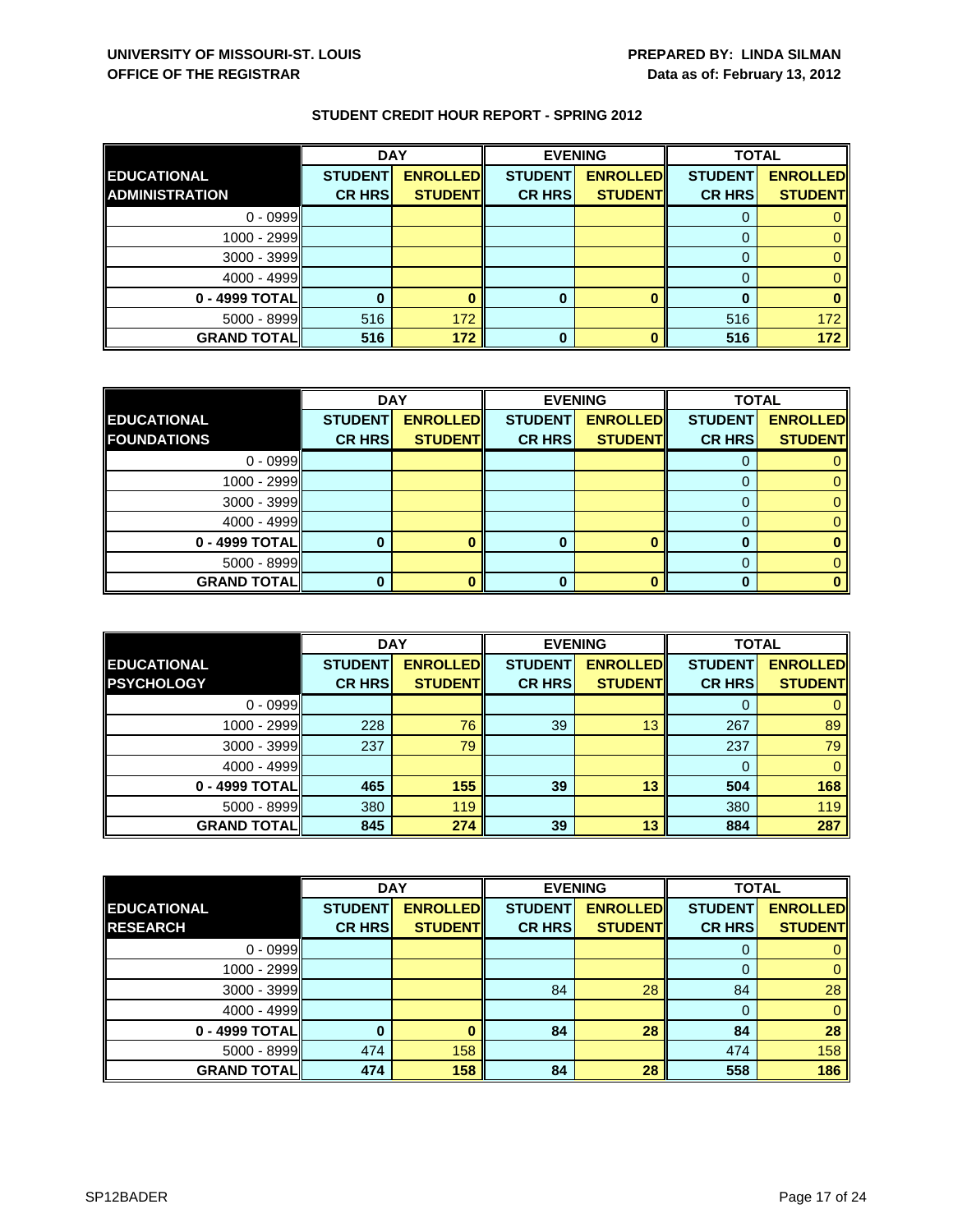**UNIVERSITY OF MISSOURI-ST. LOUIS**
**OFFICE OF THE REGISTRAR**

**PREPARED BY: LINDA SILMAN**
**Data as of: February 13, 2012**

## STUDENT CREDIT HOUR REPORT - SPRING 2012

| | DAY | | EVENING | | TOTAL | |
|---|---|---|---|---|---|---|
| **EDUCATIONAL ADMINISTRATION** | **STUDENT CR HRS** | **ENROLLED STUDENT** | **STUDENT CR HRS** | **ENROLLED STUDENT** | **STUDENT CR HRS** | **ENROLLED STUDENT** |
| 0 - 0999 | | | | | 0 | 0 |
| 1000 - 2999 | | | | | 0 | 0 |
| 3000 - 3999 | | | | | 0 | 0 |
| 4000 - 4999 | | | | | 0 | 0 |
| **0 - 4999 TOTAL** | **0** | **0** | **0** | **0** | **0** | **0** |
| 5000 - 8999 | 516 | 172 | | | 516 | 172 |
| **GRAND TOTAL** | **516** | **172** | **0** | **0** | **516** | **172** |

| | DAY | | EVENING | | TOTAL | |
|---|---|---|---|---|---|---|
| **EDUCATIONAL FOUNDATIONS** | **STUDENT CR HRS** | **ENROLLED STUDENT** | **STUDENT CR HRS** | **ENROLLED STUDENT** | **STUDENT CR HRS** | **ENROLLED STUDENT** |
| 0 - 0999 | | | | | 0 | 0 |
| 1000 - 2999 | | | | | 0 | 0 |
| 3000 - 3999 | | | | | 0 | 0 |
| 4000 - 4999 | | | | | 0 | 0 |
| **0 - 4999 TOTAL** | **0** | **0** | **0** | **0** | **0** | **0** |
| 5000 - 8999 | | | | | 0 | 0 |
| **GRAND TOTAL** | **0** | **0** | **0** | **0** | **0** | **0** |

| | DAY | | EVENING | | TOTAL | |
|---|---|---|---|---|---|---|
| **EDUCATIONAL PSYCHOLOGY** | **STUDENT CR HRS** | **ENROLLED STUDENT** | **STUDENT CR HRS** | **ENROLLED STUDENT** | **STUDENT CR HRS** | **ENROLLED STUDENT** |
| 0 - 0999 | | | | | 0 | 0 |
| 1000 - 2999 | 228 | 76 | 39 | 13 | 267 | 89 |
| 3000 - 3999 | 237 | 79 | | | 237 | 79 |
| 4000 - 4999 | | | | | 0 | 0 |
| **0 - 4999 TOTAL** | **465** | **155** | **39** | **13** | **504** | **168** |
| 5000 - 8999 | 380 | 119 | | | 380 | 119 |
| **GRAND TOTAL** | **845** | **274** | **39** | **13** | **884** | **287** |

| | DAY | | EVENING | | TOTAL | |
|---|---|---|---|---|---|---|
| **EDUCATIONAL RESEARCH** | **STUDENT CR HRS** | **ENROLLED STUDENT** | **STUDENT CR HRS** | **ENROLLED STUDENT** | **STUDENT CR HRS** | **ENROLLED STUDENT** |
| 0 - 0999 | | | | | 0 | 0 |
| 1000 - 2999 | | | | | 0 | 0 |
| 3000 - 3999 | | | 84 | 28 | 84 | 28 |
| 4000 - 4999 | | | | | 0 | 0 |
| **0 - 4999 TOTAL** | **0** | **0** | **84** | **28** | **84** | **28** |
| 5000 - 8999 | 474 | 158 | | | 474 | 158 |
| **GRAND TOTAL** | **474** | **158** | **84** | **28** | **558** | **186** |

SP12BADER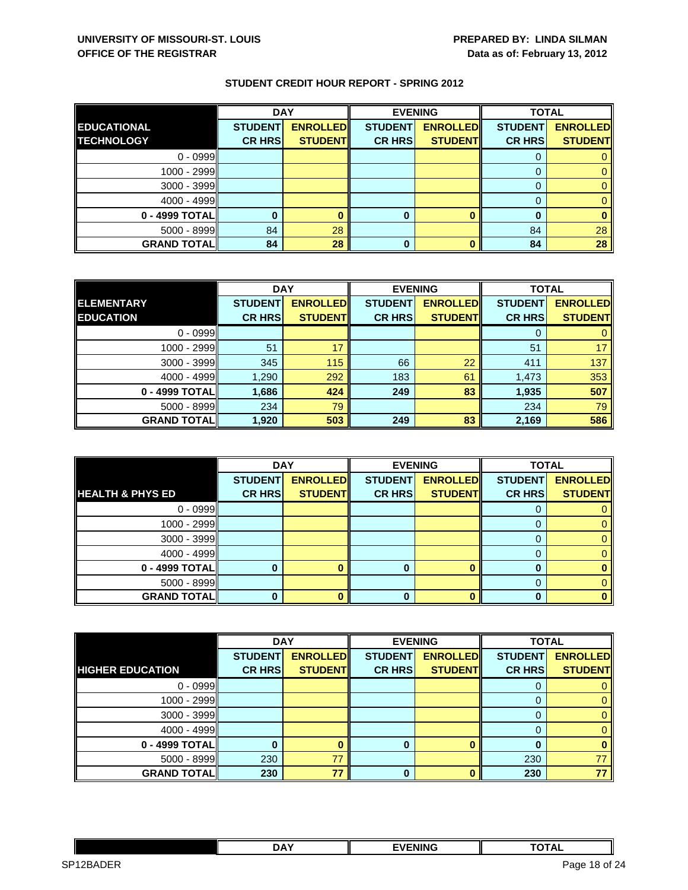**UNIVERSITY OF MISSOURI-ST. LOUIS**
**OFFICE OF THE REGISTRAR**

**PREPARED BY: LINDA SILMAN**
**Data as of: February 13, 2012**

## STUDENT CREDIT HOUR REPORT - SPRING 2012

| EDUCATIONAL TECHNOLOGY | DAY | | EVENING | | TOTAL | |
|---|---|---|---|---|---|---|
| | STUDENT CR HRS | ENROLLED STUDENT | STUDENT CR HRS | ENROLLED STUDENT | STUDENT CR HRS | ENROLLED STUDENT |
| 0 - 0999 | | | | | 0 | 0 |
| 1000 - 2999 | | | | | 0 | 0 |
| 3000 - 3999 | | | | | 0 | 0 |
| 4000 - 4999 | | | | | 0 | 0 |
| **0 - 4999 TOTAL** | **0** | **0** | **0** | **0** | **0** | **0** |
| 5000 - 8999 | 84 | 28 | | | 84 | 28 |
| **GRAND TOTAL** | **84** | **28** | **0** | **0** | **84** | **28** |

| ELEMENTARY EDUCATION | DAY | | EVENING | | TOTAL | |
|---|---|---|---|---|---|---|
| | STUDENT CR HRS | ENROLLED STUDENT | STUDENT CR HRS | ENROLLED STUDENT | STUDENT CR HRS | ENROLLED STUDENT |
| 0 - 0999 | | | | | 0 | 0 |
| 1000 - 2999 | 51 | 17 | | | 51 | 17 |
| 3000 - 3999 | 345 | 115 | 66 | 22 | 411 | 137 |
| 4000 - 4999 | 1,290 | 292 | 183 | 61 | 1,473 | 353 |
| **0 - 4999 TOTAL** | **1,686** | **424** | **249** | **83** | **1,935** | **507** |
| 5000 - 8999 | 234 | 79 | | | 234 | 79 |
| **GRAND TOTAL** | **1,920** | **503** | **249** | **83** | **2,169** | **586** |

| HEALTH & PHYS ED | DAY | | EVENING | | TOTAL | |
|---|---|---|---|---|---|---|
| | STUDENT CR HRS | ENROLLED STUDENT | STUDENT CR HRS | ENROLLED STUDENT | STUDENT CR HRS | ENROLLED STUDENT |
| 0 - 0999 | | | | | 0 | 0 |
| 1000 - 2999 | | | | | 0 | 0 |
| 3000 - 3999 | | | | | 0 | 0 |
| 4000 - 4999 | | | | | 0 | 0 |
| **0 - 4999 TOTAL** | **0** | **0** | **0** | **0** | **0** | **0** |
| 5000 - 8999 | | | | | 0 | 0 |
| **GRAND TOTAL** | **0** | **0** | **0** | **0** | **0** | **0** |

| HIGHER EDUCATION | DAY | | EVENING | | TOTAL | |
|---|---|---|---|---|---|---|
| | STUDENT CR HRS | ENROLLED STUDENT | STUDENT CR HRS | ENROLLED STUDENT | STUDENT CR HRS | ENROLLED STUDENT |
| 0 - 0999 | | | | | 0 | 0 |
| 1000 - 2999 | | | | | 0 | 0 |
| 3000 - 3999 | | | | | 0 | 0 |
| 4000 - 4999 | | | | | 0 | 0 |
| **0 - 4999 TOTAL** | **0** | **0** | **0** | **0** | **0** | **0** |
| 5000 - 8999 | 230 | 77 | | | 230 | 77 |
| **GRAND TOTAL** | **230** | **77** | **0** | **0** | **230** | **77** |

| | DAY | EVENING | TOTAL |
|---|---|---|---|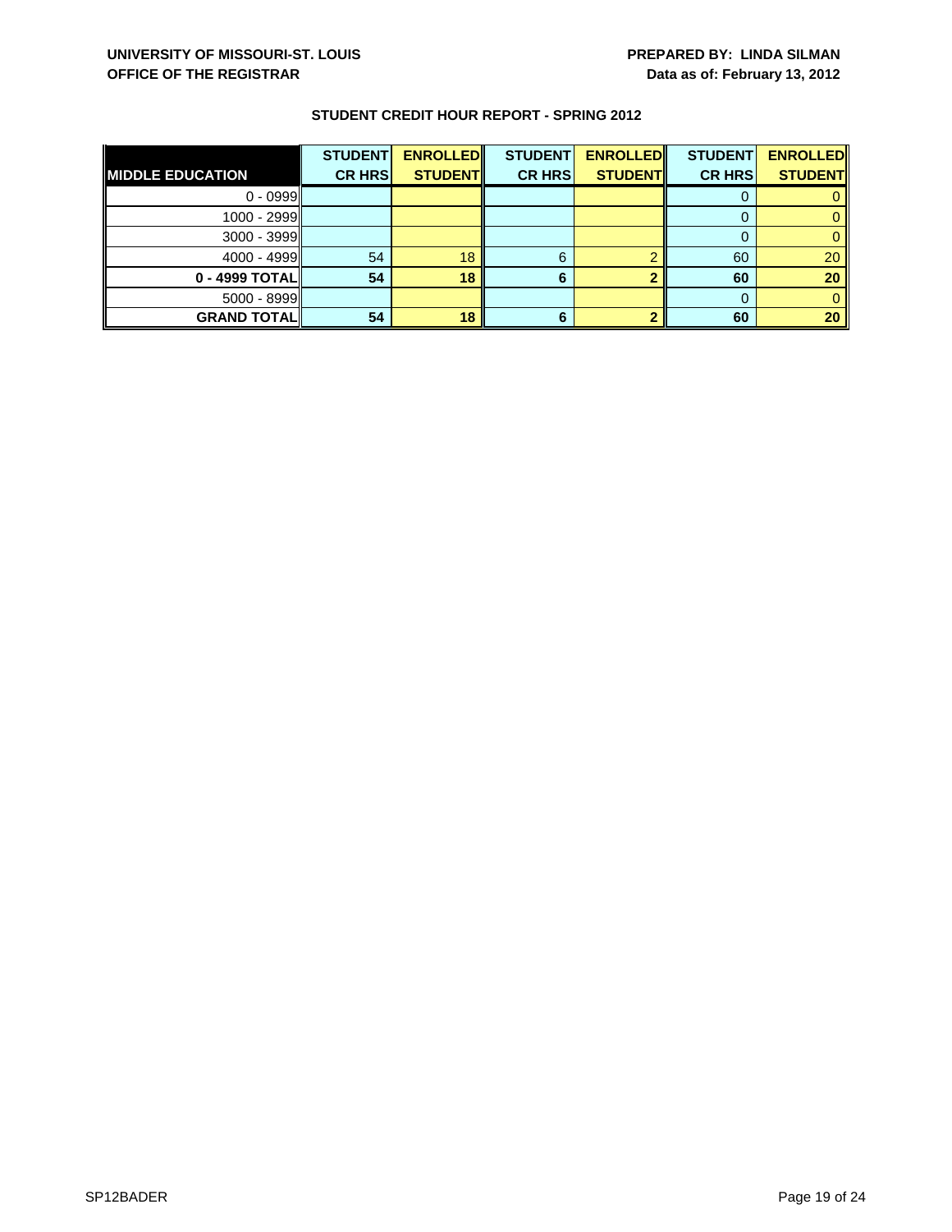**UNIVERSITY OF MISSOURI-ST. LOUIS**
**OFFICE OF THE REGISTRAR**

**PREPARED BY: LINDA SILMAN**
**Data as of: February 13, 2012**

## STUDENT CREDIT HOUR REPORT - SPRING 2012

| MIDDLE EDUCATION | STUDENT CR HRS | ENROLLED STUDENT | STUDENT CR HRS | ENROLLED STUDENT | STUDENT CR HRS | ENROLLED STUDENT |
|---|---|---|---|---|---|---|
| 0 - 0999 | | | | | 0 | 0 |
| 1000 - 2999 | | | | | 0 | 0 |
| 3000 - 3999 | | | | | 0 | 0 |
| 4000 - 4999 | 54 | 18 | 6 | 2 | 60 | 20 |
| **0 - 4999 TOTAL** | **54** | **18** | **6** | **2** | **60** | **20** |
| 5000 - 8999 | | | | | 0 | 0 |
| **GRAND TOTAL** | **54** | **18** | **6** | **2** | **60** | **20** |

SP12BADER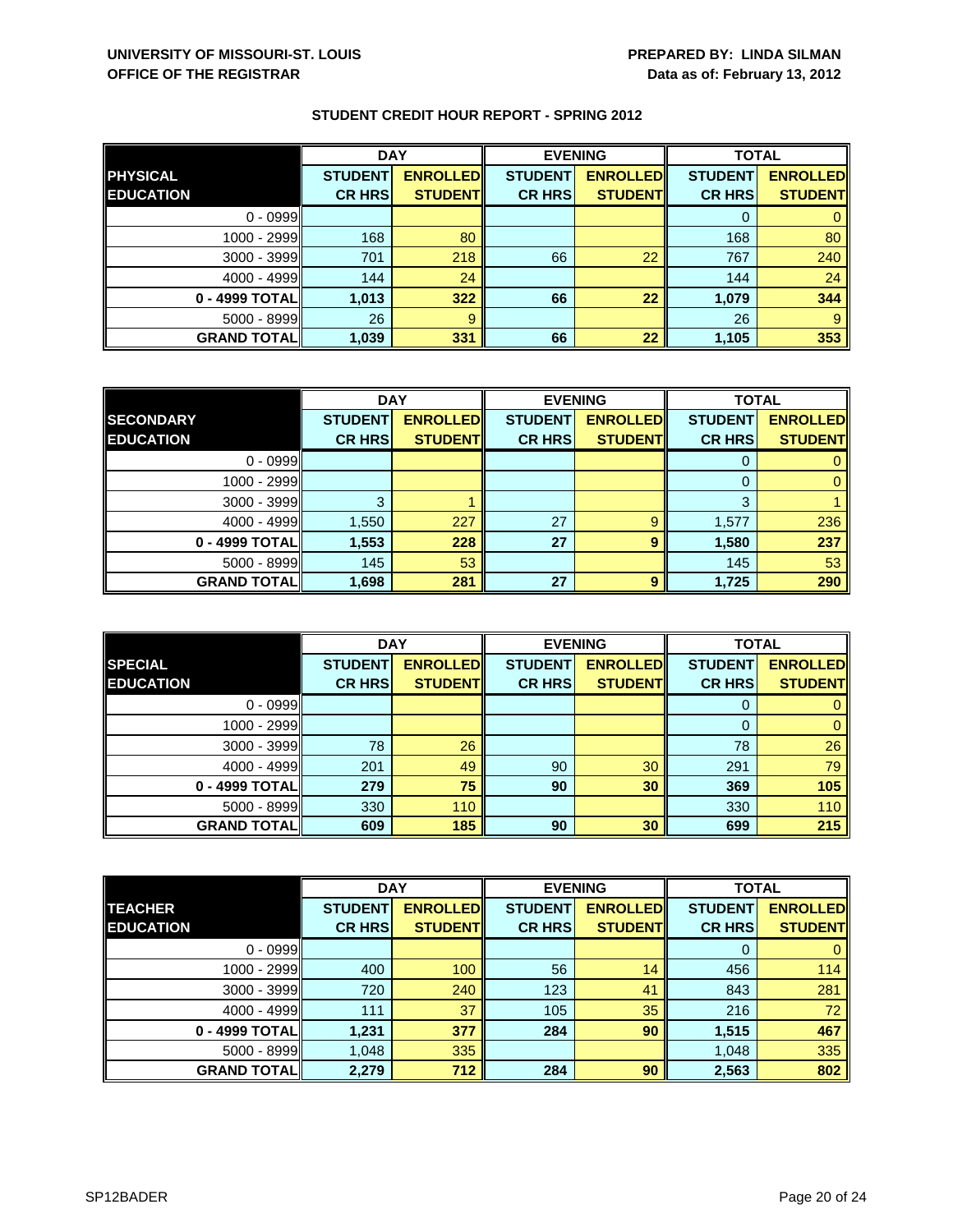UNIVERSITY OF MISSOURI-ST. LOUIS
OFFICE OF THE REGISTRAR

PREPARED BY: LINDA SILMAN
Data as of: February 13, 2012

## STUDENT CREDIT HOUR REPORT - SPRING 2012

| | DAY | | EVENING | | TOTAL | |
|---|---|---|---|---|---|---|
| **PHYSICAL EDUCATION** | **STUDENT CR HRS** | **ENROLLED STUDENT** | **STUDENT CR HRS** | **ENROLLED STUDENT** | **STUDENT CR HRS** | **ENROLLED STUDENT** |
| 0 - 0999 | | | | | 0 | 0 |
| 1000 - 2999 | 168 | 80 | | | 168 | 80 |
| 3000 - 3999 | 701 | 218 | 66 | 22 | 767 | 240 |
| 4000 - 4999 | 144 | 24 | | | 144 | 24 |
| **0 - 4999 TOTAL** | **1,013** | **322** | **66** | **22** | **1,079** | **344** |
| 5000 - 8999 | 26 | 9 | | | 26 | 9 |
| **GRAND TOTAL** | **1,039** | **331** | **66** | **22** | **1,105** | **353** |

| | DAY | | EVENING | | TOTAL | |
|---|---|---|---|---|---|---|
| **SECONDARY EDUCATION** | **STUDENT CR HRS** | **ENROLLED STUDENT** | **STUDENT CR HRS** | **ENROLLED STUDENT** | **STUDENT CR HRS** | **ENROLLED STUDENT** |
| 0 - 0999 | | | | | 0 | 0 |
| 1000 - 2999 | | | | | 0 | 0 |
| 3000 - 3999 | 3 | 1 | | | 3 | 1 |
| 4000 - 4999 | 1,550 | 227 | 27 | 9 | 1,577 | 236 |
| **0 - 4999 TOTAL** | **1,553** | **228** | **27** | **9** | **1,580** | **237** |
| 5000 - 8999 | 145 | 53 | | | 145 | 53 |
| **GRAND TOTAL** | **1,698** | **281** | **27** | **9** | **1,725** | **290** |

| | DAY | | EVENING | | TOTAL | |
|---|---|---|---|---|---|---|
| **SPECIAL EDUCATION** | **STUDENT CR HRS** | **ENROLLED STUDENT** | **STUDENT CR HRS** | **ENROLLED STUDENT** | **STUDENT CR HRS** | **ENROLLED STUDENT** |
| 0 - 0999 | | | | | 0 | 0 |
| 1000 - 2999 | | | | | 0 | 0 |
| 3000 - 3999 | 78 | 26 | | | 78 | 26 |
| 4000 - 4999 | 201 | 49 | 90 | 30 | 291 | 79 |
| **0 - 4999 TOTAL** | **279** | **75** | **90** | **30** | **369** | **105** |
| 5000 - 8999 | 330 | 110 | | | 330 | 110 |
| **GRAND TOTAL** | **609** | **185** | **90** | **30** | **699** | **215** |

| | DAY | | EVENING | | TOTAL | |
|---|---|---|---|---|---|---|
| **TEACHER EDUCATION** | **STUDENT CR HRS** | **ENROLLED STUDENT** | **STUDENT CR HRS** | **ENROLLED STUDENT** | **STUDENT CR HRS** | **ENROLLED STUDENT** |
| 0 - 0999 | | | | | 0 | 0 |
| 1000 - 2999 | 400 | 100 | 56 | 14 | 456 | 114 |
| 3000 - 3999 | 720 | 240 | 123 | 41 | 843 | 281 |
| 4000 - 4999 | 111 | 37 | 105 | 35 | 216 | 72 |
| **0 - 4999 TOTAL** | **1,231** | **377** | **284** | **90** | **1,515** | **467** |
| 5000 - 8999 | 1,048 | 335 | | | 1,048 | 335 |
| **GRAND TOTAL** | **2,279** | **712** | **284** | **90** | **2,563** | **802** |

SP12BADER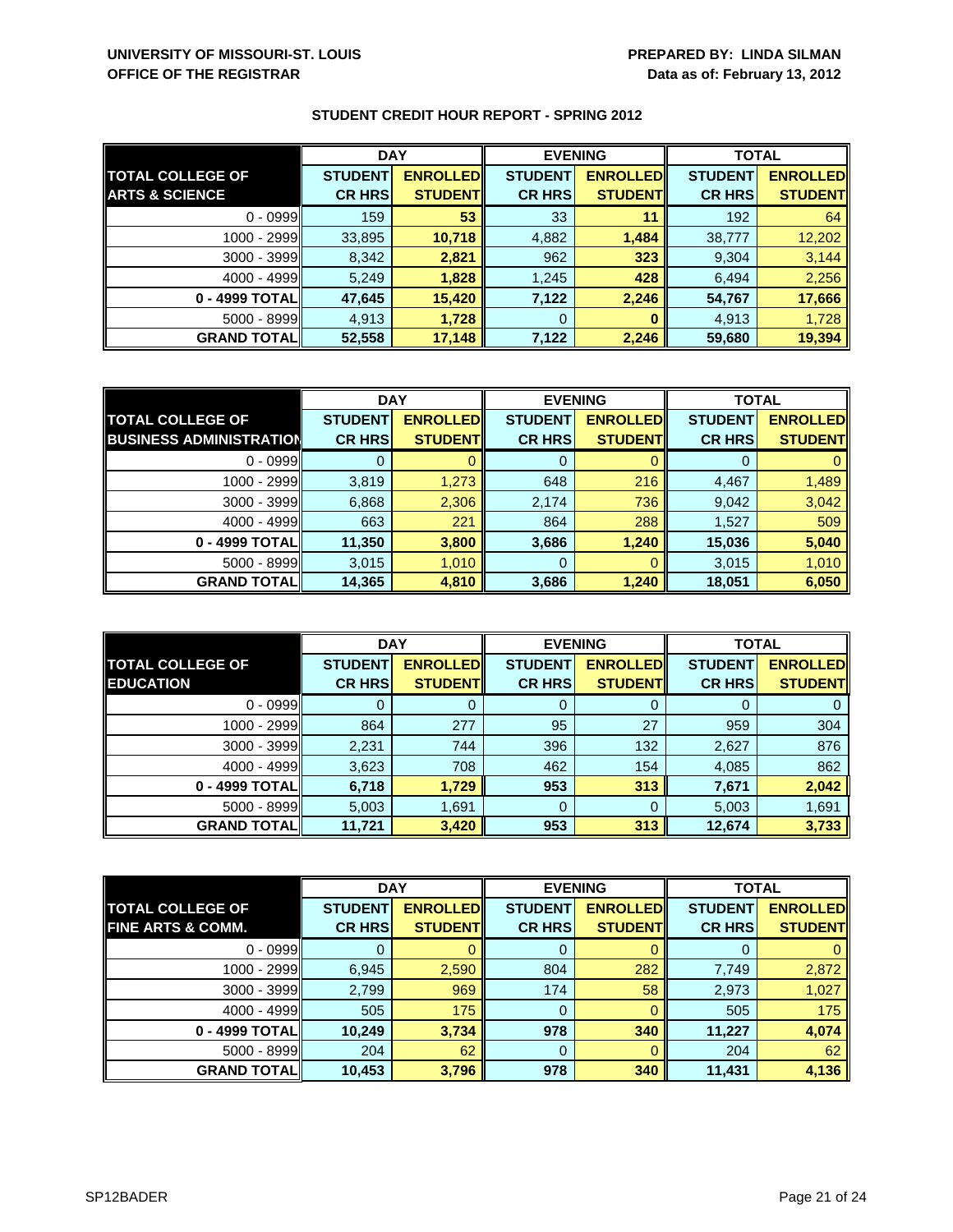UNIVERSITY OF MISSOURI-ST. LOUIS
OFFICE OF THE REGISTRAR

PREPARED BY: LINDA SILMAN
Data as of: February 13, 2012

## STUDENT CREDIT HOUR REPORT - SPRING 2012

| | DAY | | EVENING | | TOTAL | |
|---|---|---|---|---|---|---|
| **TOTAL COLLEGE OF ARTS & SCIENCE** | **STUDENT CR HRS** | **ENROLLED STUDENT** | **STUDENT CR HRS** | **ENROLLED STUDENT** | **STUDENT CR HRS** | **ENROLLED STUDENT** |
| 0 - 0999 | 159 | 53 | 33 | 11 | 192 | 64 |
| 1000 - 2999 | 33,895 | 10,718 | 4,882 | 1,484 | 38,777 | 12,202 |
| 3000 - 3999 | 8,342 | 2,821 | 962 | 323 | 9,304 | 3,144 |
| 4000 - 4999 | 5,249 | 1,828 | 1,245 | 428 | 6,494 | 2,256 |
| **0 - 4999 TOTAL** | **47,645** | **15,420** | **7,122** | **2,246** | **54,767** | **17,666** |
| 5000 - 8999 | 4,913 | 1,728 | 0 | 0 | 4,913 | 1,728 |
| **GRAND TOTAL** | **52,558** | **17,148** | **7,122** | **2,246** | **59,680** | **19,394** |

| | DAY | | EVENING | | TOTAL | |
|---|---|---|---|---|---|---|
| **TOTAL COLLEGE OF BUSINESS ADMINISTRATION** | **STUDENT CR HRS** | **ENROLLED STUDENT** | **STUDENT CR HRS** | **ENROLLED STUDENT** | **STUDENT CR HRS** | **ENROLLED STUDENT** |
| 0 - 0999 | 0 | 0 | 0 | 0 | 0 | 0 |
| 1000 - 2999 | 3,819 | 1,273 | 648 | 216 | 4,467 | 1,489 |
| 3000 - 3999 | 6,868 | 2,306 | 2,174 | 736 | 9,042 | 3,042 |
| 4000 - 4999 | 663 | 221 | 864 | 288 | 1,527 | 509 |
| **0 - 4999 TOTAL** | **11,350** | **3,800** | **3,686** | **1,240** | **15,036** | **5,040** |
| 5000 - 8999 | 3,015 | 1,010 | 0 | 0 | 3,015 | 1,010 |
| **GRAND TOTAL** | **14,365** | **4,810** | **3,686** | **1,240** | **18,051** | **6,050** |

| | DAY | | EVENING | | TOTAL | |
|---|---|---|---|---|---|---|
| **TOTAL COLLEGE OF EDUCATION** | **STUDENT CR HRS** | **ENROLLED STUDENT** | **STUDENT CR HRS** | **ENROLLED STUDENT** | **STUDENT CR HRS** | **ENROLLED STUDENT** |
| 0 - 0999 | 0 | 0 | 0 | 0 | 0 | 0 |
| 1000 - 2999 | 864 | 277 | 95 | 27 | 959 | 304 |
| 3000 - 3999 | 2,231 | 744 | 396 | 132 | 2,627 | 876 |
| 4000 - 4999 | 3,623 | 708 | 462 | 154 | 4,085 | 862 |
| **0 - 4999 TOTAL** | **6,718** | **1,729** | **953** | **313** | **7,671** | **2,042** |
| 5000 - 8999 | 5,003 | 1,691 | 0 | 0 | 5,003 | 1,691 |
| **GRAND TOTAL** | **11,721** | **3,420** | **953** | **313** | **12,674** | **3,733** |

| | DAY | | EVENING | | TOTAL | |
|---|---|---|---|---|---|---|
| **TOTAL COLLEGE OF FINE ARTS & COMM.** | **STUDENT CR HRS** | **ENROLLED STUDENT** | **STUDENT CR HRS** | **ENROLLED STUDENT** | **STUDENT CR HRS** | **ENROLLED STUDENT** |
| 0 - 0999 | 0 | 0 | 0 | 0 | 0 | 0 |
| 1000 - 2999 | 6,945 | 2,590 | 804 | 282 | 7,749 | 2,872 |
| 3000 - 3999 | 2,799 | 969 | 174 | 58 | 2,973 | 1,027 |
| 4000 - 4999 | 505 | 175 | 0 | 0 | 505 | 175 |
| **0 - 4999 TOTAL** | **10,249** | **3,734** | **978** | **340** | **11,227** | **4,074** |
| 5000 - 8999 | 204 | 62 | 0 | 0 | 204 | 62 |
| **GRAND TOTAL** | **10,453** | **3,796** | **978** | **340** | **11,431** | **4,136** |

SP12BADER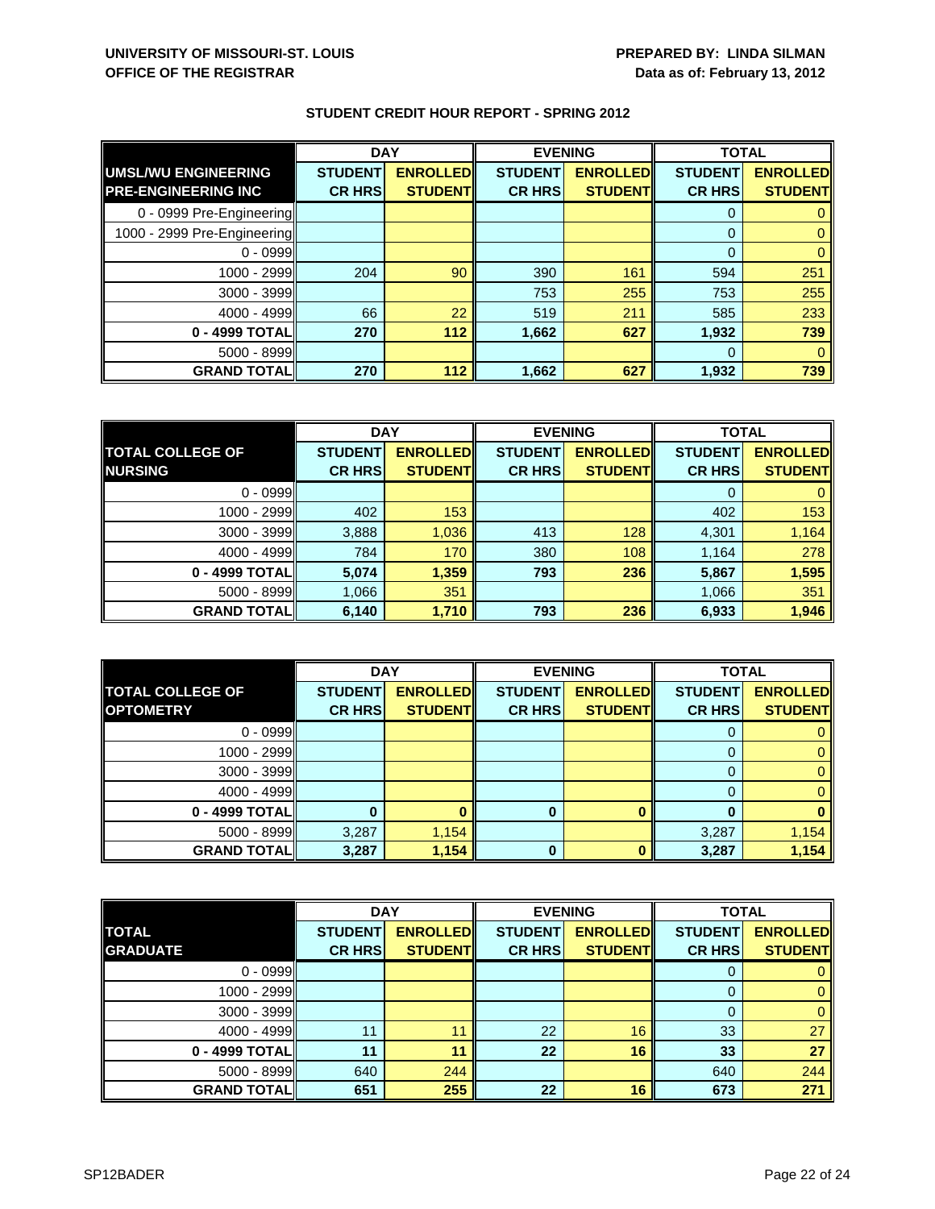**UNIVERSITY OF MISSOURI-ST. LOUIS**
**OFFICE OF THE REGISTRAR**

**PREPARED BY: LINDA SILMAN**
**Data as of: February 13, 2012**

## STUDENT CREDIT HOUR REPORT - SPRING 2012

| UMSL/WU ENGINEERING PRE-ENGINEERING INC | DAY | | EVENING | | TOTAL | |
|---|---|---|---|---|---|---|
| | STUDENT CR HRS | ENROLLED STUDENT | STUDENT CR HRS | ENROLLED STUDENT | STUDENT CR HRS | ENROLLED STUDENT |
| 0 - 0999 Pre-Engineering | | | | | 0 | 0 |
| 1000 - 2999 Pre-Engineering | | | | | 0 | 0 |
| 0 - 0999 | | | | | 0 | 0 |
| 1000 - 2999 | 204 | 90 | 390 | 161 | 594 | 251 |
| 3000 - 3999 | | | 753 | 255 | 753 | 255 |
| 4000 - 4999 | 66 | 22 | 519 | 211 | 585 | 233 |
| **0 - 4999 TOTAL** | **270** | **112** | **1,662** | **627** | **1,932** | **739** |
| 5000 - 8999 | | | | | 0 | 0 |
| **GRAND TOTAL** | **270** | **112** | **1,662** | **627** | **1,932** | **739** |

| TOTAL COLLEGE OF NURSING | DAY | | EVENING | | TOTAL | |
|---|---|---|---|---|---|---|
| | STUDENT CR HRS | ENROLLED STUDENT | STUDENT CR HRS | ENROLLED STUDENT | STUDENT CR HRS | ENROLLED STUDENT |
| 0 - 0999 | | | | | 0 | 0 |
| 1000 - 2999 | 402 | 153 | | | 402 | 153 |
| 3000 - 3999 | 3,888 | 1,036 | 413 | 128 | 4,301 | 1,164 |
| 4000 - 4999 | 784 | 170 | 380 | 108 | 1,164 | 278 |
| **0 - 4999 TOTAL** | **5,074** | **1,359** | **793** | **236** | **5,867** | **1,595** |
| 5000 - 8999 | 1,066 | 351 | | | 1,066 | 351 |
| **GRAND TOTAL** | **6,140** | **1,710** | **793** | **236** | **6,933** | **1,946** |

| TOTAL COLLEGE OF OPTOMETRY | DAY | | EVENING | | TOTAL | |
|---|---|---|---|---|---|---|
| | STUDENT CR HRS | ENROLLED STUDENT | STUDENT CR HRS | ENROLLED STUDENT | STUDENT CR HRS | ENROLLED STUDENT |
| 0 - 0999 | | | | | 0 | 0 |
| 1000 - 2999 | | | | | 0 | 0 |
| 3000 - 3999 | | | | | 0 | 0 |
| 4000 - 4999 | | | | | 0 | 0 |
| **0 - 4999 TOTAL** | **0** | **0** | **0** | **0** | **0** | **0** |
| 5000 - 8999 | 3,287 | 1,154 | | | 3,287 | 1,154 |
| **GRAND TOTAL** | **3,287** | **1,154** | **0** | **0** | **3,287** | **1,154** |

| TOTAL GRADUATE | DAY | | EVENING | | TOTAL | |
|---|---|---|---|---|---|---|
| | STUDENT CR HRS | ENROLLED STUDENT | STUDENT CR HRS | ENROLLED STUDENT | STUDENT CR HRS | ENROLLED STUDENT |
| 0 - 0999 | | | | | 0 | 0 |
| 1000 - 2999 | | | | | 0 | 0 |
| 3000 - 3999 | | | | | 0 | 0 |
| 4000 - 4999 | 11 | 11 | 22 | 16 | 33 | 27 |
| **0 - 4999 TOTAL** | **11** | **11** | **22** | **16** | **33** | **27** |
| 5000 - 8999 | 640 | 244 | | | 640 | 244 |
| **GRAND TOTAL** | **651** | **255** | **22** | **16** | **673** | **271** |

SP12BADER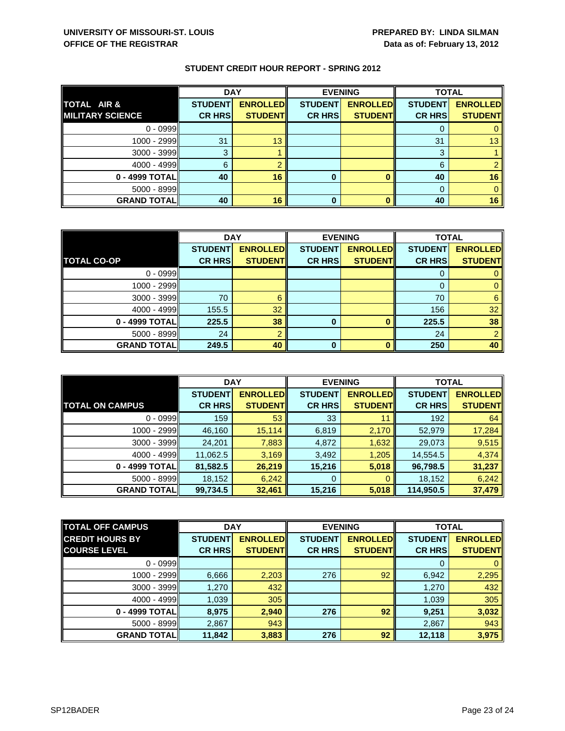**UNIVERSITY OF MISSOURI-ST. LOUIS**
**OFFICE OF THE REGISTRAR**

**PREPARED BY: LINDA SILMAN**
**Data as of: February 13, 2012**

**STUDENT CREDIT HOUR REPORT - SPRING 2012**

| TOTAL AIR & MILITARY SCIENCE | DAY | | EVENING | | TOTAL | |
|---|---|---|---|---|---|---|
| | STUDENT CR HRS | ENROLLED STUDENT | STUDENT CR HRS | ENROLLED STUDENT | STUDENT CR HRS | ENROLLED STUDENT |
| 0 - 0999 | | | | | 0 | 0 |
| 1000 - 2999 | 31 | 13 | | | 31 | 13 |
| 3000 - 3999 | 3 | 1 | | | 3 | 1 |
| 4000 - 4999 | 6 | 2 | | | 6 | 2 |
| **0 - 4999 TOTAL** | **40** | **16** | **0** | **0** | **40** | **16** |
| 5000 - 8999 | | | | | 0 | 0 |
| **GRAND TOTAL** | **40** | **16** | **0** | **0** | **40** | **16** |

| TOTAL CO-OP | DAY | | EVENING | | TOTAL | |
|---|---|---|---|---|---|---|
| | STUDENT CR HRS | ENROLLED STUDENT | STUDENT CR HRS | ENROLLED STUDENT | STUDENT CR HRS | ENROLLED STUDENT |
| 0 - 0999 | | | | | 0 | 0 |
| 1000 - 2999 | | | | | 0 | 0 |
| 3000 - 3999 | 70 | 6 | | | 70 | 6 |
| 4000 - 4999 | 155.5 | 32 | | | 156 | 32 |
| **0 - 4999 TOTAL** | **225.5** | **38** | **0** | **0** | **225.5** | **38** |
| 5000 - 8999 | 24 | 2 | | | 24 | 2 |
| **GRAND TOTAL** | **249.5** | **40** | **0** | **0** | **250** | **40** |

| TOTAL ON CAMPUS | DAY | | EVENING | | TOTAL | |
|---|---|---|---|---|---|---|
| | STUDENT CR HRS | ENROLLED STUDENT | STUDENT CR HRS | ENROLLED STUDENT | STUDENT CR HRS | ENROLLED STUDENT |
| 0 - 0999 | 159 | 53 | 33 | 11 | 192 | 64 |
| 1000 - 2999 | 46,160 | 15,114 | 6,819 | 2,170 | 52,979 | 17,284 |
| 3000 - 3999 | 24,201 | 7,883 | 4,872 | 1,632 | 29,073 | 9,515 |
| 4000 - 4999 | 11,062.5 | 3,169 | 3,492 | 1,205 | 14,554.5 | 4,374 |
| **0 - 4999 TOTAL** | **81,582.5** | **26,219** | **15,216** | **5,018** | **96,798.5** | **31,237** |
| 5000 - 8999 | 18,152 | 6,242 | 0 | 0 | 18,152 | 6,242 |
| **GRAND TOTAL** | **99,734.5** | **32,461** | **15,216** | **5,018** | **114,950.5** | **37,479** |

| TOTAL OFF CAMPUS CREDIT HOURS BY COURSE LEVEL | DAY | | EVENING | | TOTAL | |
|---|---|---|---|---|---|---|
| | STUDENT CR HRS | ENROLLED STUDENT | STUDENT CR HRS | ENROLLED STUDENT | STUDENT CR HRS | ENROLLED STUDENT |
| 0 - 0999 | | | | | 0 | 0 |
| 1000 - 2999 | 6,666 | 2,203 | 276 | 92 | 6,942 | 2,295 |
| 3000 - 3999 | 1,270 | 432 | | | 1,270 | 432 |
| 4000 - 4999 | 1,039 | 305 | | | 1,039 | 305 |
| **0 - 4999 TOTAL** | **8,975** | **2,940** | **276** | **92** | **9,251** | **3,032** |
| 5000 - 8999 | 2,867 | 943 | | | 2,867 | 943 |
| **GRAND TOTAL** | **11,842** | **3,883** | **276** | **92** | **12,118** | **3,975** |

SP12BADER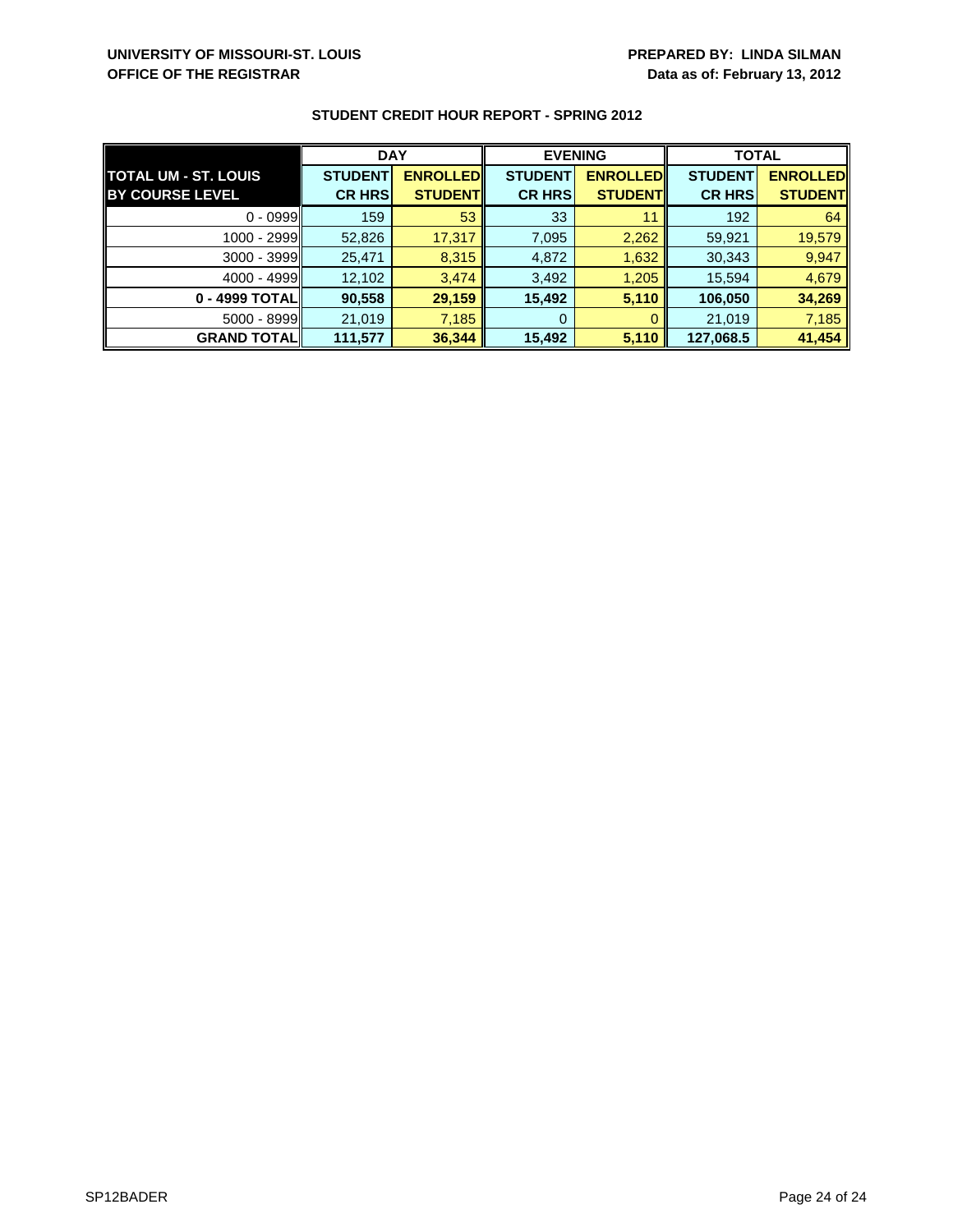UNIVERSITY OF MISSOURI-ST. LOUIS
OFFICE OF THE REGISTRAR

PREPARED BY: LINDA SILMAN
Data as of: February 13, 2012

## STUDENT CREDIT HOUR REPORT - SPRING 2012

| | DAY | | EVENING | | TOTAL | |
|---|---|---|---|---|---|---|
| **TOTAL UM - ST. LOUIS BY COURSE LEVEL** | **STUDENT CR HRS** | **ENROLLED STUDENT** | **STUDENT CR HRS** | **ENROLLED STUDENT** | **STUDENT CR HRS** | **ENROLLED STUDENT** |
| 0 - 0999 | 159 | 53 | 33 | 11 | 192 | 64 |
| 1000 - 2999 | 52,826 | 17,317 | 7,095 | 2,262 | 59,921 | 19,579 |
| 3000 - 3999 | 25,471 | 8,315 | 4,872 | 1,632 | 30,343 | 9,947 |
| 4000 - 4999 | 12,102 | 3,474 | 3,492 | 1,205 | 15,594 | 4,679 |
| **0 - 4999 TOTAL** | **90,558** | **29,159** | **15,492** | **5,110** | **106,050** | **34,269** |
| 5000 - 8999 | 21,019 | 7,185 | 0 | 0 | 21,019 | 7,185 |
| **GRAND TOTAL** | **111,577** | **36,344** | **15,492** | **5,110** | **127,068.5** | **41,454** |

SP12BADER